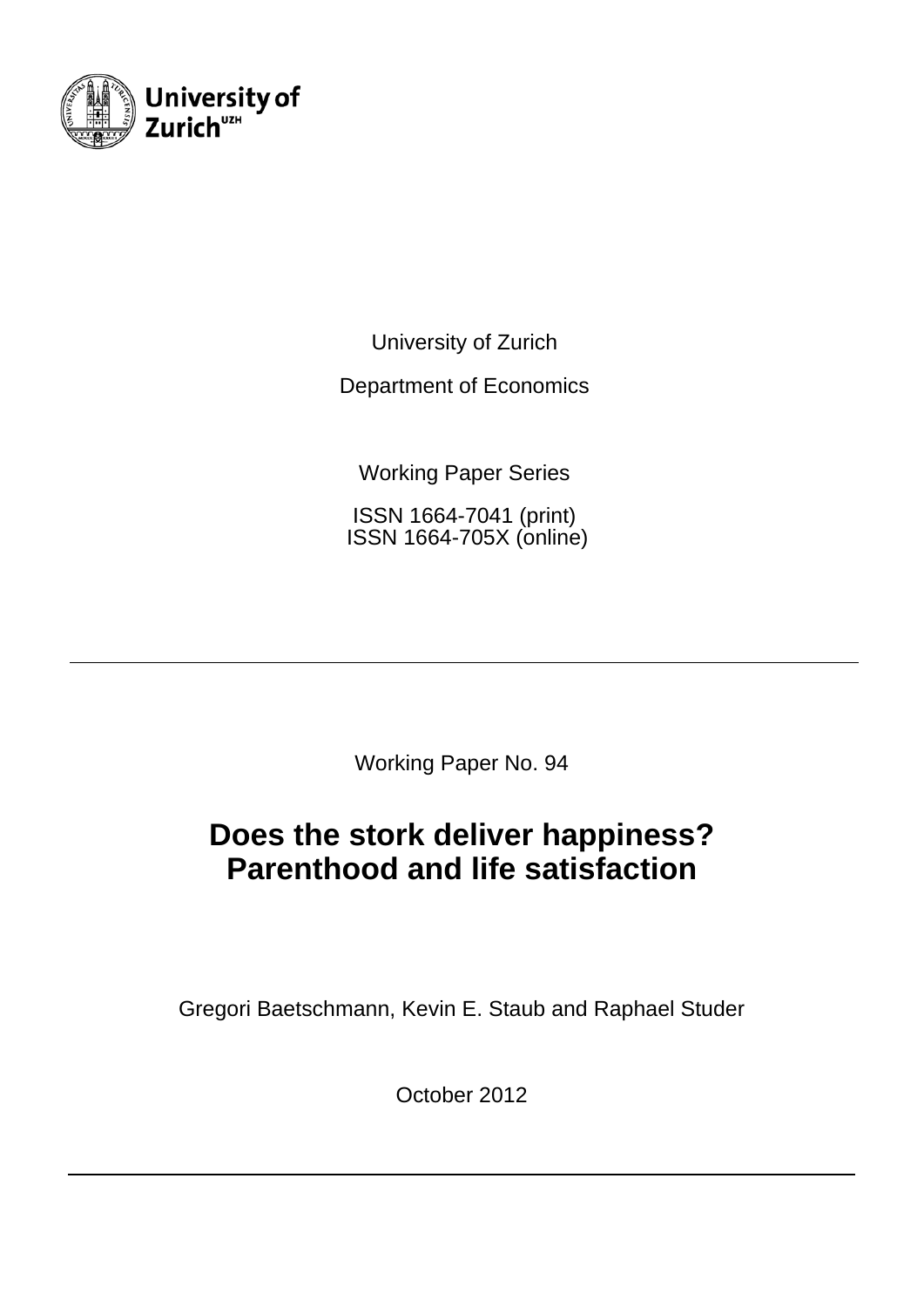University of Zurich

Department of Economics

Working Paper Series

ISSN 1664-7041 (print)
ISSN 1664-705X (online)

---

Working Paper No. 94

# Does the stork deliver happiness? Parenthood and life satisfaction

Gregori Baetschmann, Kevin E. Staub and Raphael Studer

October 2012

---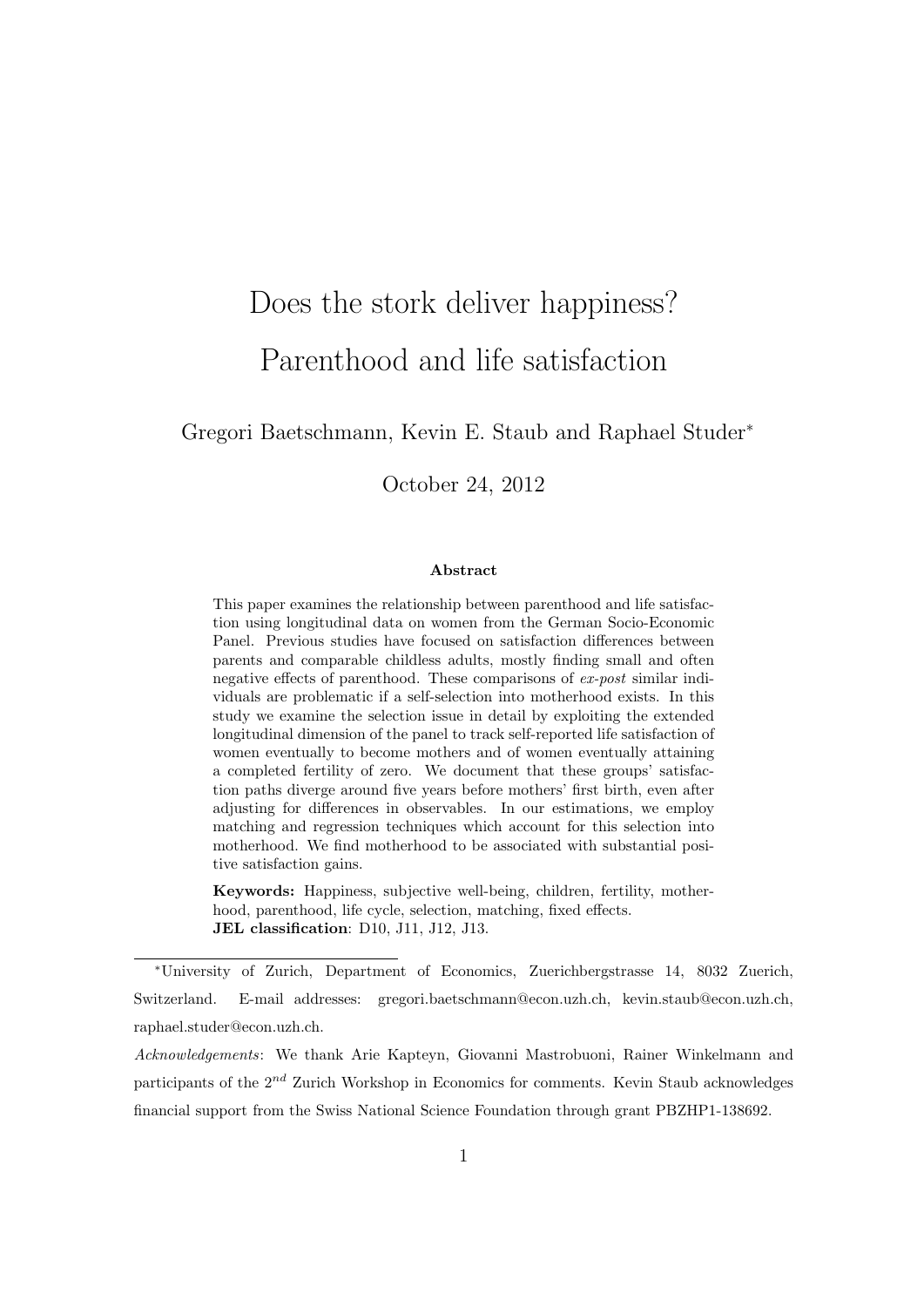# Does the stork deliver happiness? Parenthood and life satisfaction

Gregori Baetschmann, Kevin E. Staub and Raphael Studer*

October 24, 2012

### Abstract

This paper examines the relationship between parenthood and life satisfaction using longitudinal data on women from the German Socio-Economic Panel. Previous studies have focused on satisfaction differences between parents and comparable childless adults, mostly finding small and often negative effects of parenthood. These comparisons of *ex-post* similar individuals are problematic if a self-selection into motherhood exists. In this study we examine the selection issue in detail by exploiting the extended longitudinal dimension of the panel to track self-reported life satisfaction of women eventually to become mothers and of women eventually attaining a completed fertility of zero. We document that these groups' satisfaction paths diverge around five years before mothers' first birth, even after adjusting for differences in observables. In our estimations, we employ matching and regression techniques which account for this selection into motherhood. We find motherhood to be associated with substantial positive satisfaction gains.

**Keywords:** Happiness, subjective well-being, children, fertility, motherhood, parenthood, life cycle, selection, matching, fixed effects.
**JEL classification**: D10, J11, J12, J13.

---

*University of Zurich, Department of Economics, Zuerichbergstrasse 14, 8032 Zuerich, Switzerland. E-mail addresses: gregori.baetschmann@econ.uzh.ch, kevin.staub@econ.uzh.ch, raphael.studer@econ.uzh.ch.

*Acknowledgements*: We thank Arie Kapteyn, Giovanni Mastrobuoni, Rainer Winkelmann and participants of the 2[nd] Zurich Workshop in Economics for comments. Kevin Staub acknowledges financial support from the Swiss National Science Foundation through grant PBZHP1-138692.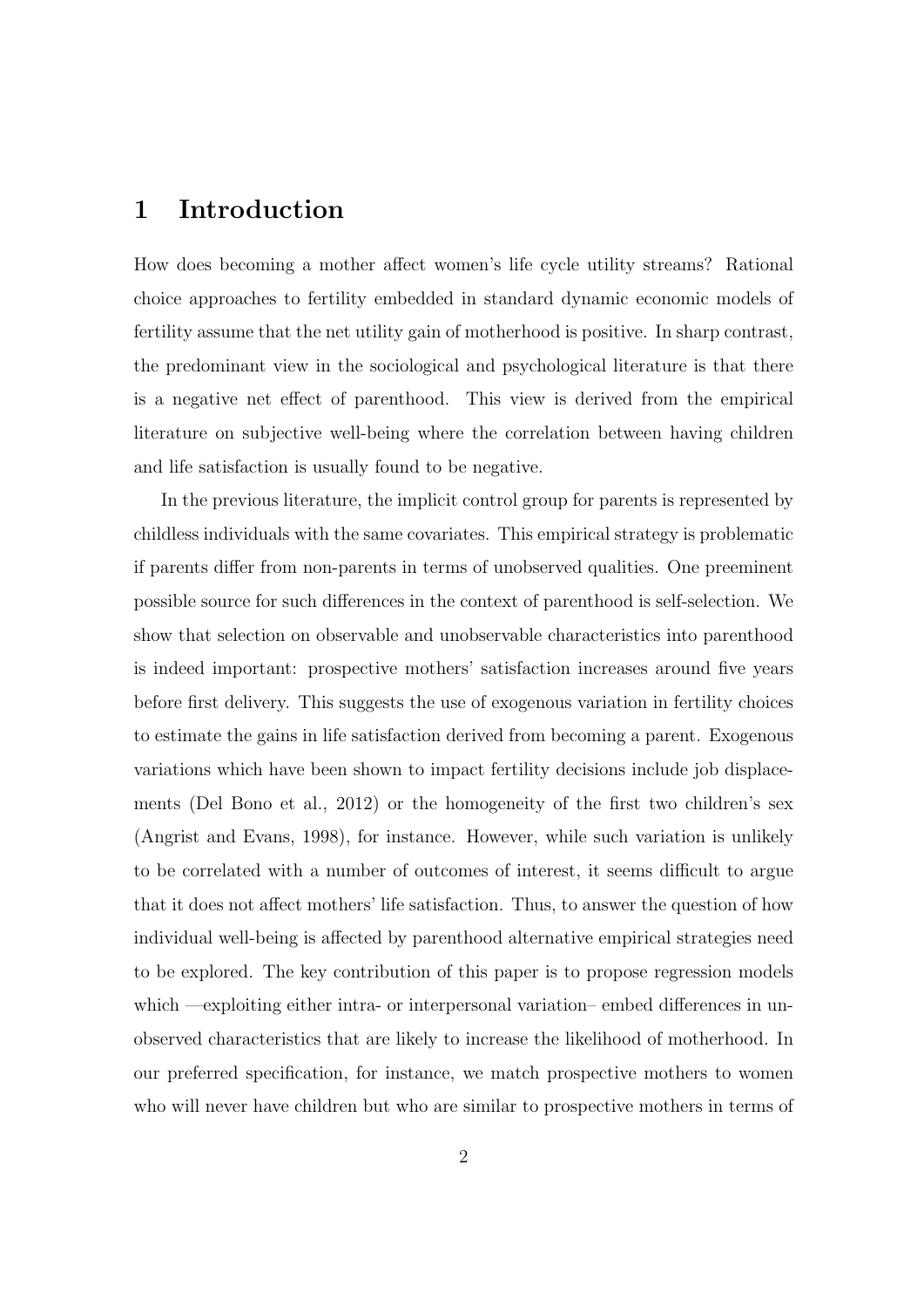# 1 Introduction

How does becoming a mother affect women's life cycle utility streams? Rational choice approaches to fertility embedded in standard dynamic economic models of fertility assume that the net utility gain of motherhood is positive. In sharp contrast, the predominant view in the sociological and psychological literature is that there is a negative net effect of parenthood. This view is derived from the empirical literature on subjective well-being where the correlation between having children and life satisfaction is usually found to be negative.

In the previous literature, the implicit control group for parents is represented by childless individuals with the same covariates. This empirical strategy is problematic if parents differ from non-parents in terms of unobserved qualities. One preeminent possible source for such differences in the context of parenthood is self-selection. We show that selection on observable and unobservable characteristics into parenthood is indeed important: prospective mothers' satisfaction increases around five years before first delivery. This suggests the use of exogenous variation in fertility choices to estimate the gains in life satisfaction derived from becoming a parent. Exogenous variations which have been shown to impact fertility decisions include job displacements (Del Bono et al., 2012) or the homogeneity of the first two children's sex (Angrist and Evans, 1998), for instance. However, while such variation is unlikely to be correlated with a number of outcomes of interest, it seems difficult to argue that it does not affect mothers' life satisfaction. Thus, to answer the question of how individual well-being is affected by parenthood alternative empirical strategies need to be explored. The key contribution of this paper is to propose regression models which —exploiting either intra- or interpersonal variation– embed differences in unobserved characteristics that are likely to increase the likelihood of motherhood. In our preferred specification, for instance, we match prospective mothers to women who will never have children but who are similar to prospective mothers in terms of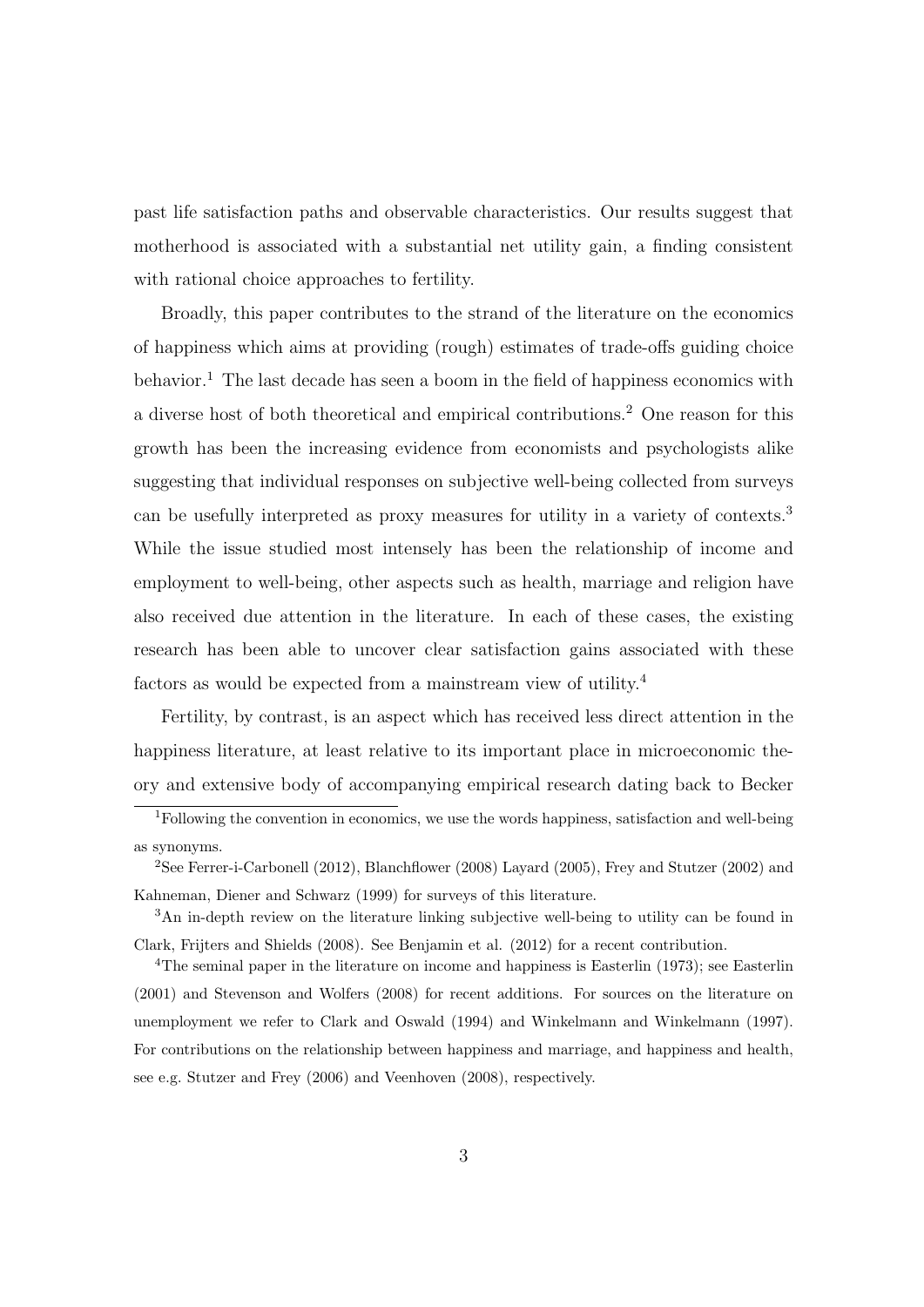past life satisfaction paths and observable characteristics. Our results suggest that motherhood is associated with a substantial net utility gain, a finding consistent with rational choice approaches to fertility.

Broadly, this paper contributes to the strand of the literature on the economics of happiness which aims at providing (rough) estimates of trade-offs guiding choice behavior.[1] The last decade has seen a boom in the field of happiness economics with a diverse host of both theoretical and empirical contributions.[2] One reason for this growth has been the increasing evidence from economists and psychologists alike suggesting that individual responses on subjective well-being collected from surveys can be usefully interpreted as proxy measures for utility in a variety of contexts.[3] While the issue studied most intensely has been the relationship of income and employment to well-being, other aspects such as health, marriage and religion have also received due attention in the literature. In each of these cases, the existing research has been able to uncover clear satisfaction gains associated with these factors as would be expected from a mainstream view of utility.[4]

Fertility, by contrast, is an aspect which has received less direct attention in the happiness literature, at least relative to its important place in microeconomic theory and extensive body of accompanying empirical research dating back to Becker

---

[1] Following the convention in economics, we use the words happiness, satisfaction and well-being as synonyms.

[2] See Ferrer-i-Carbonell (2012), Blanchflower (2008) Layard (2005), Frey and Stutzer (2002) and Kahneman, Diener and Schwarz (1999) for surveys of this literature.

[3] An in-depth review on the literature linking subjective well-being to utility can be found in Clark, Frijters and Shields (2008). See Benjamin et al. (2012) for a recent contribution.

[4] The seminal paper in the literature on income and happiness is Easterlin (1973); see Easterlin (2001) and Stevenson and Wolfers (2008) for recent additions. For sources on the literature on unemployment we refer to Clark and Oswald (1994) and Winkelmann and Winkelmann (1997). For contributions on the relationship between happiness and marriage, and happiness and health, see e.g. Stutzer and Frey (2006) and Veenhoven (2008), respectively.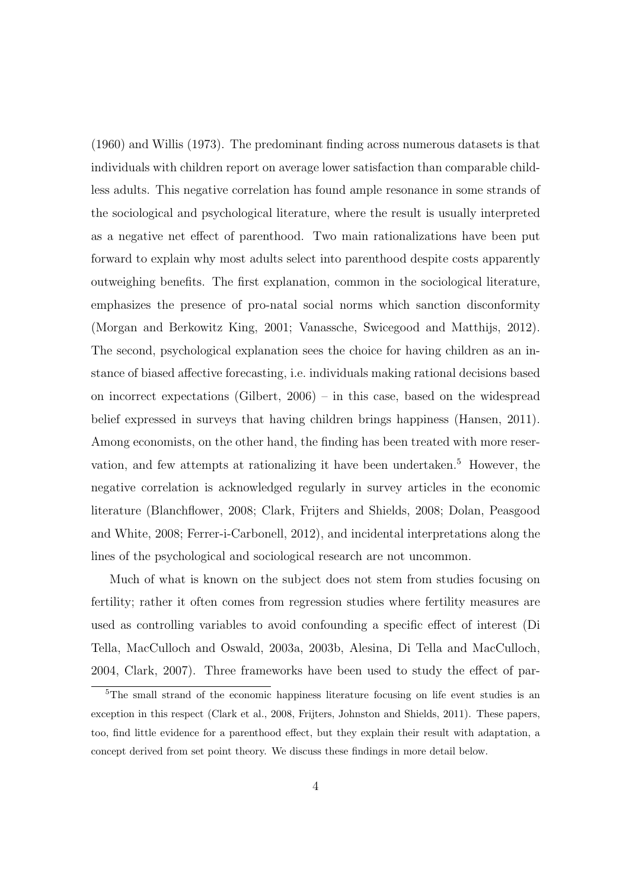(1960) and Willis (1973). The predominant finding across numerous datasets is that individuals with children report on average lower satisfaction than comparable childless adults. This negative correlation has found ample resonance in some strands of the sociological and psychological literature, where the result is usually interpreted as a negative net effect of parenthood. Two main rationalizations have been put forward to explain why most adults select into parenthood despite costs apparently outweighing benefits. The first explanation, common in the sociological literature, emphasizes the presence of pro-natal social norms which sanction disconformity (Morgan and Berkowitz King, 2001; Vanassche, Swicegood and Matthijs, 2012). The second, psychological explanation sees the choice for having children as an instance of biased affective forecasting, i.e. individuals making rational decisions based on incorrect expectations (Gilbert, 2006) – in this case, based on the widespread belief expressed in surveys that having children brings happiness (Hansen, 2011). Among economists, on the other hand, the finding has been treated with more reservation, and few attempts at rationalizing it have been undertaken.[5] However, the negative correlation is acknowledged regularly in survey articles in the economic literature (Blanchflower, 2008; Clark, Frijters and Shields, 2008; Dolan, Peasgood and White, 2008; Ferrer-i-Carbonell, 2012), and incidental interpretations along the lines of the psychological and sociological research are not uncommon.

Much of what is known on the subject does not stem from studies focusing on fertility; rather it often comes from regression studies where fertility measures are used as controlling variables to avoid confounding a specific effect of interest (Di Tella, MacCulloch and Oswald, 2003a, 2003b, Alesina, Di Tella and MacCulloch, 2004, Clark, 2007). Three frameworks have been used to study the effect of par-

[5] The small strand of the economic happiness literature focusing on life event studies is an exception in this respect (Clark et al., 2008, Frijters, Johnston and Shields, 2011). These papers, too, find little evidence for a parenthood effect, but they explain their result with adaptation, a concept derived from set point theory. We discuss these findings in more detail below.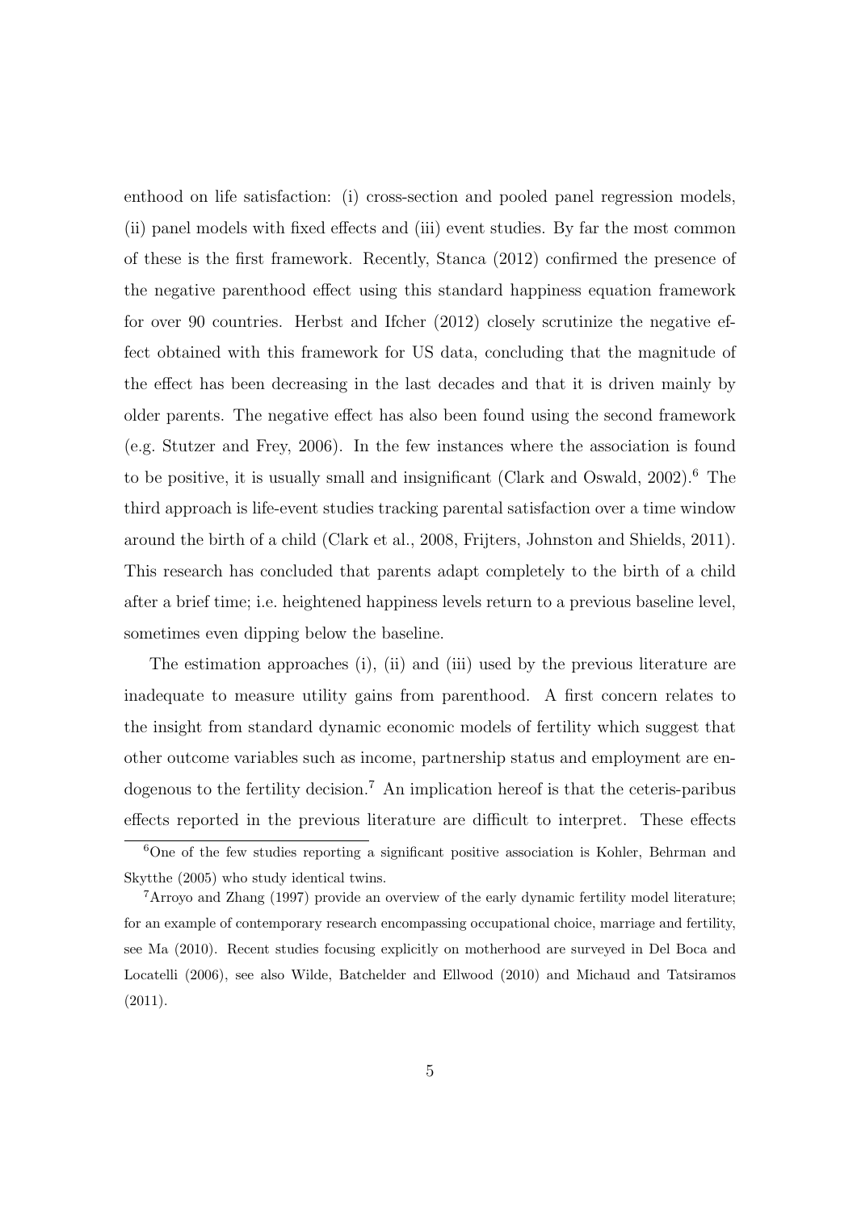enthood on life satisfaction: (i) cross-section and pooled panel regression models, (ii) panel models with fixed effects and (iii) event studies. By far the most common of these is the first framework. Recently, Stanca (2012) confirmed the presence of the negative parenthood effect using this standard happiness equation framework for over 90 countries. Herbst and Ifcher (2012) closely scrutinize the negative effect obtained with this framework for US data, concluding that the magnitude of the effect has been decreasing in the last decades and that it is driven mainly by older parents. The negative effect has also been found using the second framework (e.g. Stutzer and Frey, 2006). In the few instances where the association is found to be positive, it is usually small and insignificant (Clark and Oswald, 2002).[6] The third approach is life-event studies tracking parental satisfaction over a time window around the birth of a child (Clark et al., 2008, Frijters, Johnston and Shields, 2011). This research has concluded that parents adapt completely to the birth of a child after a brief time; i.e. heightened happiness levels return to a previous baseline level, sometimes even dipping below the baseline.

The estimation approaches (i), (ii) and (iii) used by the previous literature are inadequate to measure utility gains from parenthood. A first concern relates to the insight from standard dynamic economic models of fertility which suggest that other outcome variables such as income, partnership status and employment are endogenous to the fertility decision.[7] An implication hereof is that the ceteris-paribus effects reported in the previous literature are difficult to interpret. These effects

[6] One of the few studies reporting a significant positive association is Kohler, Behrman and Skytthe (2005) who study identical twins.

[7] Arroyo and Zhang (1997) provide an overview of the early dynamic fertility model literature; for an example of contemporary research encompassing occupational choice, marriage and fertility, see Ma (2010). Recent studies focusing explicitly on motherhood are surveyed in Del Boca and Locatelli (2006), see also Wilde, Batchelder and Ellwood (2010) and Michaud and Tatsiramos (2011).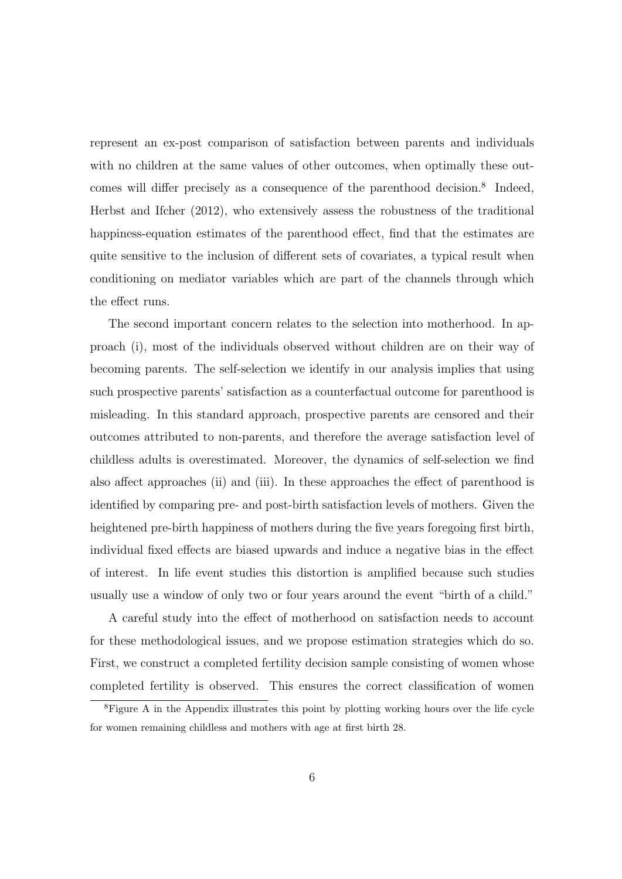represent an ex-post comparison of satisfaction between parents and individuals with no children at the same values of other outcomes, when optimally these outcomes will differ precisely as a consequence of the parenthood decision.[8] Indeed, Herbst and Ifcher (2012), who extensively assess the robustness of the traditional happiness-equation estimates of the parenthood effect, find that the estimates are quite sensitive to the inclusion of different sets of covariates, a typical result when conditioning on mediator variables which are part of the channels through which the effect runs.

The second important concern relates to the selection into motherhood. In approach (i), most of the individuals observed without children are on their way of becoming parents. The self-selection we identify in our analysis implies that using such prospective parents' satisfaction as a counterfactual outcome for parenthood is misleading. In this standard approach, prospective parents are censored and their outcomes attributed to non-parents, and therefore the average satisfaction level of childless adults is overestimated. Moreover, the dynamics of self-selection we find also affect approaches (ii) and (iii). In these approaches the effect of parenthood is identified by comparing pre- and post-birth satisfaction levels of mothers. Given the heightened pre-birth happiness of mothers during the five years foregoing first birth, individual fixed effects are biased upwards and induce a negative bias in the effect of interest. In life event studies this distortion is amplified because such studies usually use a window of only two or four years around the event "birth of a child."

A careful study into the effect of motherhood on satisfaction needs to account for these methodological issues, and we propose estimation strategies which do so. First, we construct a completed fertility decision sample consisting of women whose completed fertility is observed. This ensures the correct classification of women

[8] Figure A in the Appendix illustrates this point by plotting working hours over the life cycle for women remaining childless and mothers with age at first birth 28.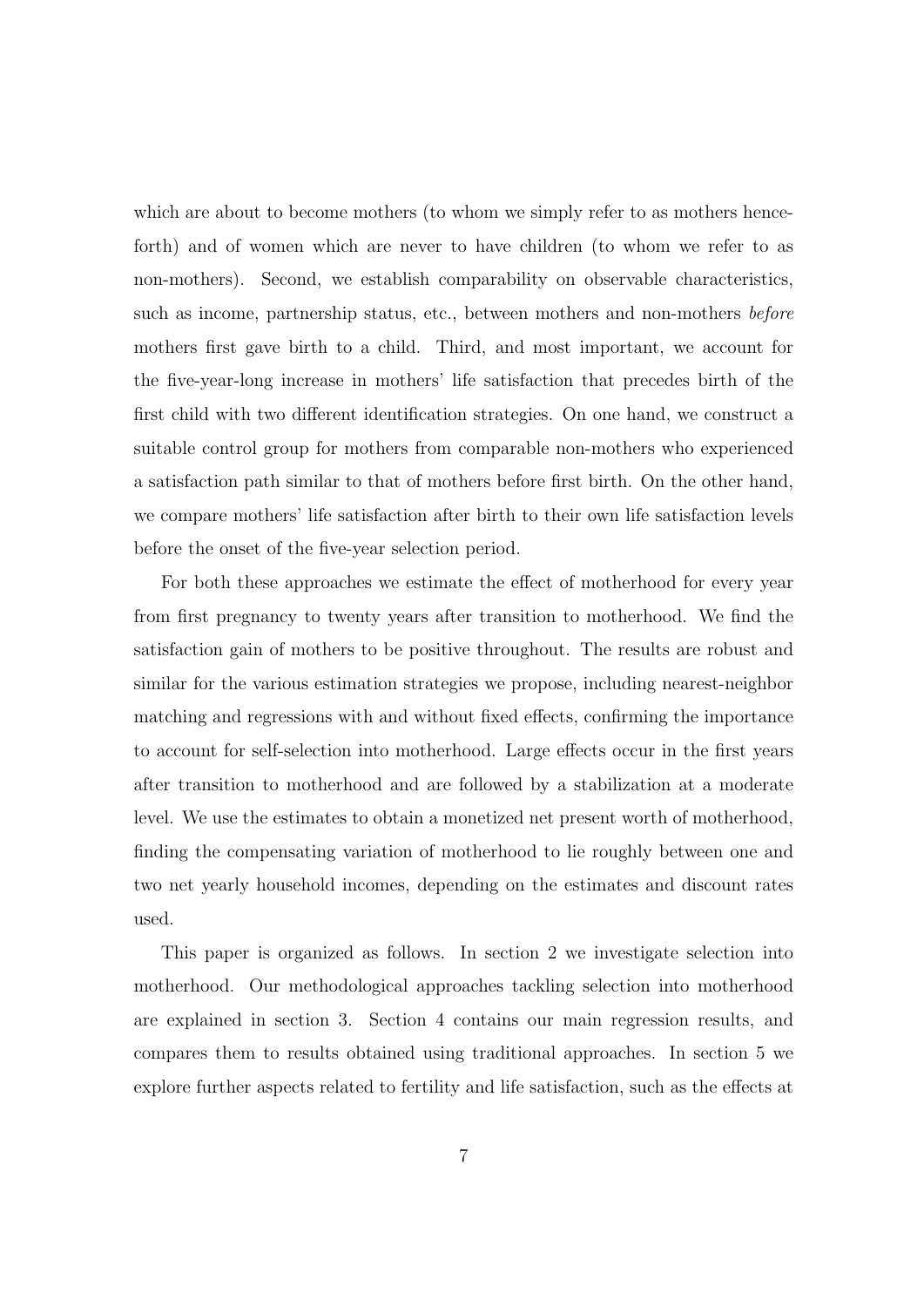which are about to become mothers (to whom we simply refer to as mothers henceforth) and of women which are never to have children (to whom we refer to as non-mothers). Second, we establish comparability on observable characteristics, such as income, partnership status, etc., between mothers and non-mothers *before* mothers first gave birth to a child. Third, and most important, we account for the five-year-long increase in mothers' life satisfaction that precedes birth of the first child with two different identification strategies. On one hand, we construct a suitable control group for mothers from comparable non-mothers who experienced a satisfaction path similar to that of mothers before first birth. On the other hand, we compare mothers' life satisfaction after birth to their own life satisfaction levels before the onset of the five-year selection period.

For both these approaches we estimate the effect of motherhood for every year from first pregnancy to twenty years after transition to motherhood. We find the satisfaction gain of mothers to be positive throughout. The results are robust and similar for the various estimation strategies we propose, including nearest-neighbor matching and regressions with and without fixed effects, confirming the importance to account for self-selection into motherhood. Large effects occur in the first years after transition to motherhood and are followed by a stabilization at a moderate level. We use the estimates to obtain a monetized net present worth of motherhood, finding the compensating variation of motherhood to lie roughly between one and two net yearly household incomes, depending on the estimates and discount rates used.

This paper is organized as follows. In section 2 we investigate selection into motherhood. Our methodological approaches tackling selection into motherhood are explained in section 3. Section 4 contains our main regression results, and compares them to results obtained using traditional approaches. In section 5 we explore further aspects related to fertility and life satisfaction, such as the effects at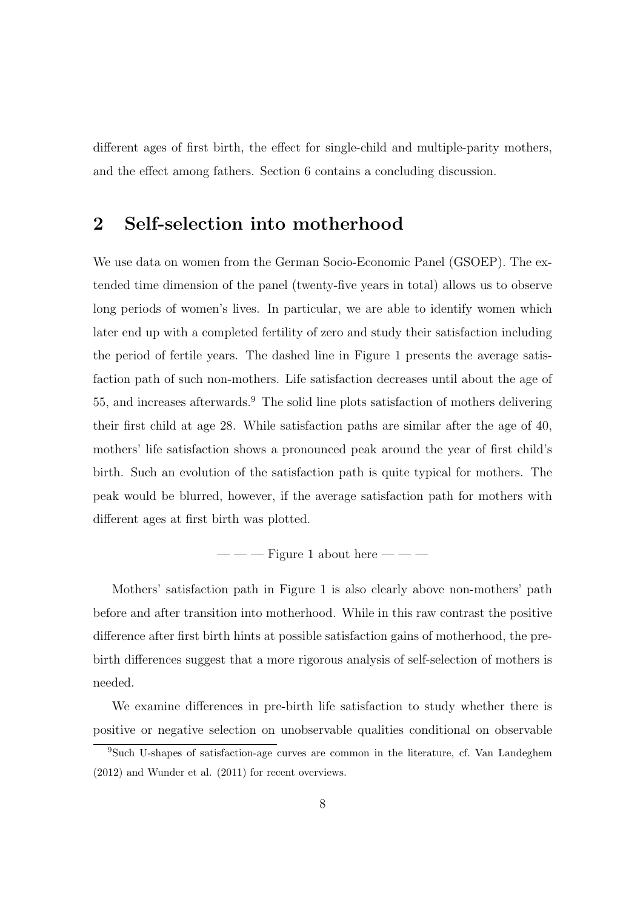different ages of first birth, the effect for single-child and multiple-parity mothers, and the effect among fathers. Section 6 contains a concluding discussion.

## 2 Self-selection into motherhood

We use data on women from the German Socio-Economic Panel (GSOEP). The extended time dimension of the panel (twenty-five years in total) allows us to observe long periods of women's lives. In particular, we are able to identify women which later end up with a completed fertility of zero and study their satisfaction including the period of fertile years. The dashed line in Figure 1 presents the average satisfaction path of such non-mothers. Life satisfaction decreases until about the age of 55, and increases afterwards.[9] The solid line plots satisfaction of mothers delivering their first child at age 28. While satisfaction paths are similar after the age of 40, mothers' life satisfaction shows a pronounced peak around the year of first child's birth. Such an evolution of the satisfaction path is quite typical for mothers. The peak would be blurred, however, if the average satisfaction path for mothers with different ages at first birth was plotted.

— — — Figure 1 about here — — —

Mothers' satisfaction path in Figure 1 is also clearly above non-mothers' path before and after transition into motherhood. While in this raw contrast the positive difference after first birth hints at possible satisfaction gains of motherhood, the pre-birth differences suggest that a more rigorous analysis of self-selection of mothers is needed.

We examine differences in pre-birth life satisfaction to study whether there is positive or negative selection on unobservable qualities conditional on observable

[9] Such U-shapes of satisfaction-age curves are common in the literature, cf. Van Landeghem (2012) and Wunder et al. (2011) for recent overviews.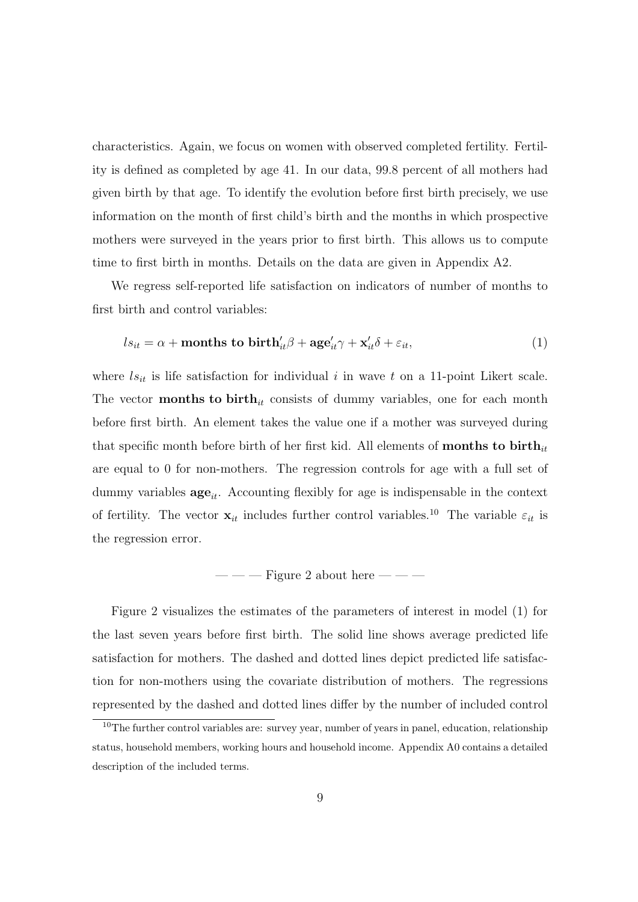characteristics. Again, we focus on women with observed completed fertility. Fertility is defined as completed by age 41. In our data, 99.8 percent of all mothers had given birth by that age. To identify the evolution before first birth precisely, we use information on the month of first child's birth and the months in which prospective mothers were surveyed in the years prior to first birth. This allows us to compute time to first birth in months. Details on the data are given in Appendix A2.

We regress self-reported life satisfaction on indicators of number of months to first birth and control variables:

$$ls_{it} = \alpha + \textbf{months to birth}_{it}'\beta + \textbf{age}_{it}'\gamma + \mathbf{x}_{it}'\delta + \varepsilon_{it}, \tag{1}$$

where $ls_{it}$ is life satisfaction for individual $i$ in wave $t$ on a 11-point Likert scale. The vector $\textbf{months to birth}_{it}$ consists of dummy variables, one for each month before first birth. An element takes the value one if a mother was surveyed during that specific month before birth of her first kid. All elements of $\textbf{months to birth}_{it}$ are equal to 0 for non-mothers. The regression controls for age with a full set of dummy variables $\textbf{age}_{it}$. Accounting flexibly for age is indispensable in the context of fertility. The vector $\mathbf{x}_{it}$ includes further control variables.[10] The variable $\varepsilon_{it}$ is the regression error.

— — — Figure 2 about here — — —

Figure 2 visualizes the estimates of the parameters of interest in model (1) for the last seven years before first birth. The solid line shows average predicted life satisfaction for mothers. The dashed and dotted lines depict predicted life satisfaction for non-mothers using the covariate distribution of mothers. The regressions represented by the dashed and dotted lines differ by the number of included control

[10] The further control variables are: survey year, number of years in panel, education, relationship status, household members, working hours and household income. Appendix A0 contains a detailed description of the included terms.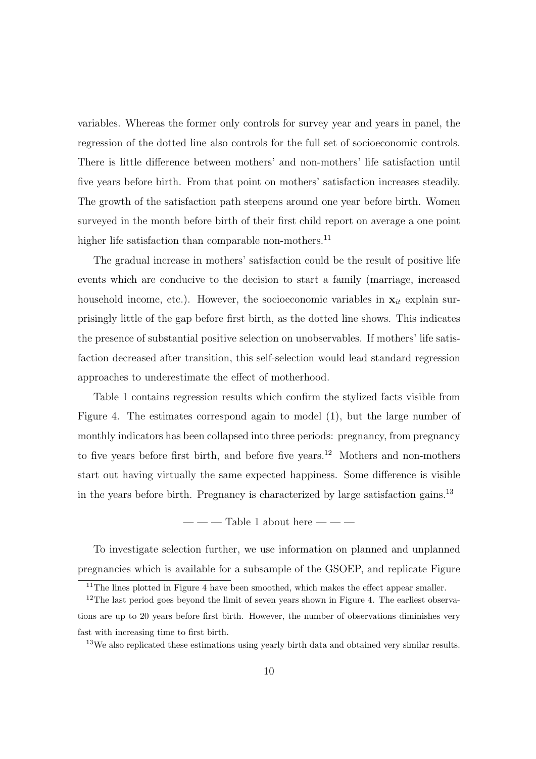variables. Whereas the former only controls for survey year and years in panel, the regression of the dotted line also controls for the full set of socioeconomic controls. There is little difference between mothers' and non-mothers' life satisfaction until five years before birth. From that point on mothers' satisfaction increases steadily. The growth of the satisfaction path steepens around one year before birth. Women surveyed in the month before birth of their first child report on average a one point higher life satisfaction than comparable non-mothers.[11]

The gradual increase in mothers' satisfaction could be the result of positive life events which are conducive to the decision to start a family (marriage, increased household income, etc.). However, the socioeconomic variables in $\mathbf{x}_{it}$ explain surprisingly little of the gap before first birth, as the dotted line shows. This indicates the presence of substantial positive selection on unobservables. If mothers' life satisfaction decreased after transition, this self-selection would lead standard regression approaches to underestimate the effect of motherhood.

Table 1 contains regression results which confirm the stylized facts visible from Figure 4. The estimates correspond again to model (1), but the large number of monthly indicators has been collapsed into three periods: pregnancy, from pregnancy to five years before first birth, and before five years.[12] Mothers and non-mothers start out having virtually the same expected happiness. Some difference is visible in the years before birth. Pregnancy is characterized by large satisfaction gains.[13]

— — — Table 1 about here — — —

To investigate selection further, we use information on planned and unplanned pregnancies which is available for a subsample of the GSOEP, and replicate Figure

[11] The lines plotted in Figure 4 have been smoothed, which makes the effect appear smaller.

[12] The last period goes beyond the limit of seven years shown in Figure 4. The earliest observations are up to 20 years before first birth. However, the number of observations diminishes very fast with increasing time to first birth.

[13] We also replicated these estimations using yearly birth data and obtained very similar results.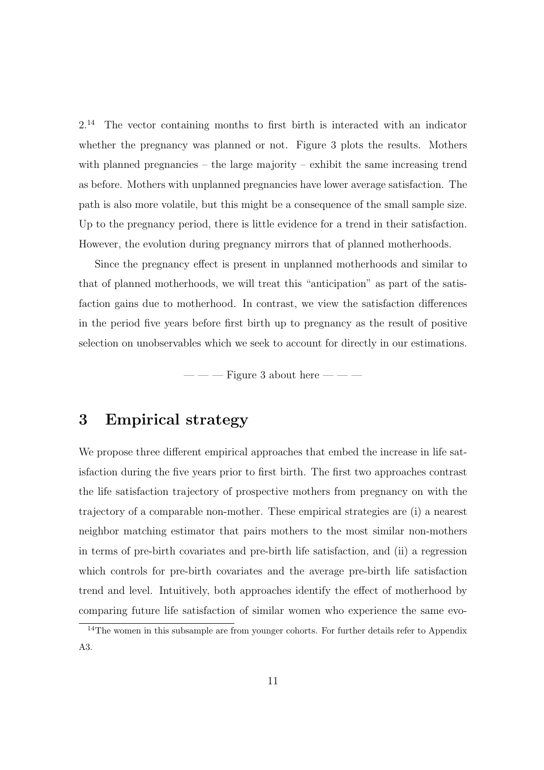2.[14] The vector containing months to first birth is interacted with an indicator whether the pregnancy was planned or not. Figure 3 plots the results. Mothers with planned pregnancies – the large majority – exhibit the same increasing trend as before. Mothers with unplanned pregnancies have lower average satisfaction. The path is also more volatile, but this might be a consequence of the small sample size. Up to the pregnancy period, there is little evidence for a trend in their satisfaction. However, the evolution during pregnancy mirrors that of planned motherhoods.

Since the pregnancy effect is present in unplanned motherhoods and similar to that of planned motherhoods, we will treat this "anticipation" as part of the satisfaction gains due to motherhood. In contrast, we view the satisfaction differences in the period five years before first birth up to pregnancy as the result of positive selection on unobservables which we seek to account for directly in our estimations.

— — — Figure 3 about here — — —

# 3 Empirical strategy

We propose three different empirical approaches that embed the increase in life satisfaction during the five years prior to first birth. The first two approaches contrast the life satisfaction trajectory of prospective mothers from pregnancy on with the trajectory of a comparable non-mother. These empirical strategies are (i) a nearest neighbor matching estimator that pairs mothers to the most similar non-mothers in terms of pre-birth covariates and pre-birth life satisfaction, and (ii) a regression which controls for pre-birth covariates and the average pre-birth life satisfaction trend and level. Intuitively, both approaches identify the effect of motherhood by comparing future life satisfaction of similar women who experience the same evo-

[14] The women in this subsample are from younger cohorts. For further details refer to Appendix A3.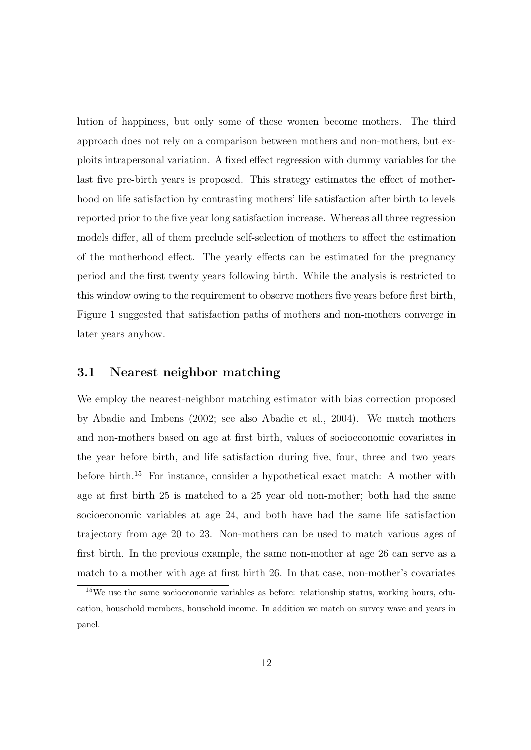lution of happiness, but only some of these women become mothers. The third approach does not rely on a comparison between mothers and non-mothers, but exploits intrapersonal variation. A fixed effect regression with dummy variables for the last five pre-birth years is proposed. This strategy estimates the effect of motherhood on life satisfaction by contrasting mothers' life satisfaction after birth to levels reported prior to the five year long satisfaction increase. Whereas all three regression models differ, all of them preclude self-selection of mothers to affect the estimation of the motherhood effect. The yearly effects can be estimated for the pregnancy period and the first twenty years following birth. While the analysis is restricted to this window owing to the requirement to observe mothers five years before first birth, Figure 1 suggested that satisfaction paths of mothers and non-mothers converge in later years anyhow.

## 3.1 Nearest neighbor matching

We employ the nearest-neighbor matching estimator with bias correction proposed by Abadie and Imbens (2002; see also Abadie et al., 2004). We match mothers and non-mothers based on age at first birth, values of socioeconomic covariates in the year before birth, and life satisfaction during five, four, three and two years before birth.[15] For instance, consider a hypothetical exact match: A mother with age at first birth 25 is matched to a 25 year old non-mother; both had the same socioeconomic variables at age 24, and both have had the same life satisfaction trajectory from age 20 to 23. Non-mothers can be used to match various ages of first birth. In the previous example, the same non-mother at age 26 can serve as a match to a mother with age at first birth 26. In that case, non-mother's covariates

[15] We use the same socioeconomic variables as before: relationship status, working hours, education, household members, household income. In addition we match on survey wave and years in panel.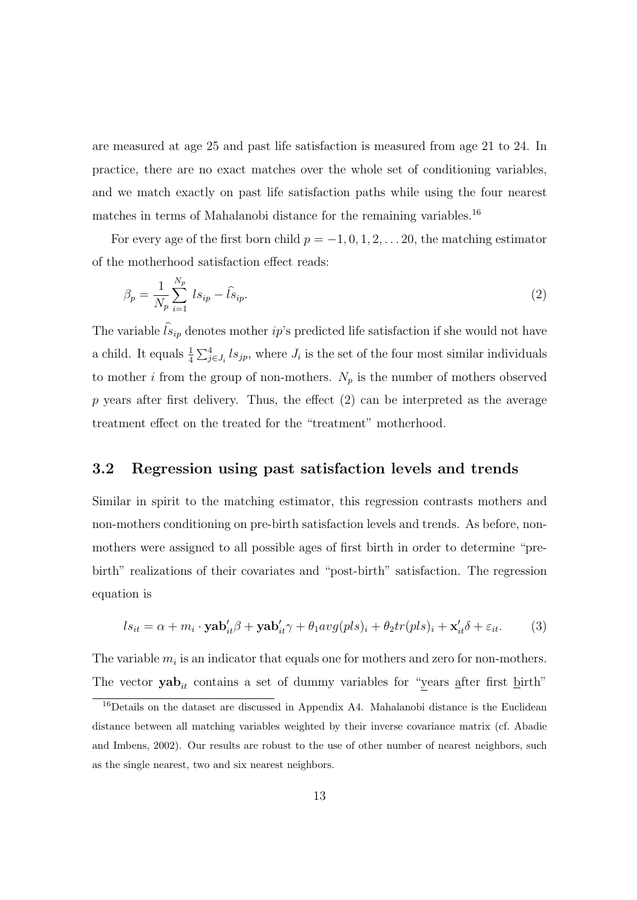are measured at age 25 and past life satisfaction is measured from age 21 to 24. In practice, there are no exact matches over the whole set of conditioning variables, and we match exactly on past life satisfaction paths while using the four nearest matches in terms of Mahalanobi distance for the remaining variables.[16]

For every age of the first born child $p = -1, 0, 1, 2, \ldots 20$, the matching estimator of the motherhood satisfaction effect reads:

$$\beta_p = \frac{1}{N_p} \sum_{i=1}^{N_p} ls_{ip} - \widehat{ls}_{ip}. \tag{2}$$

The variable $\widehat{ls}_{ip}$ denotes mother $ip$'s predicted life satisfaction if she would not have a child. It equals $\frac{1}{4} \sum_{j \in J_i}^{4} ls_{jp}$, where $J_i$ is the set of the four most similar individuals to mother $i$ from the group of non-mothers. $N_p$ is the number of mothers observed $p$ years after first delivery. Thus, the effect (2) can be interpreted as the average treatment effect on the treated for the "treatment" motherhood.

### 3.2 Regression using past satisfaction levels and trends

Similar in spirit to the matching estimator, this regression contrasts mothers and non-mothers conditioning on pre-birth satisfaction levels and trends. As before, non-mothers were assigned to all possible ages of first birth in order to determine "pre-birth" realizations of their covariates and "post-birth" satisfaction. The regression equation is

$$ls_{it} = \alpha + m_i \cdot \mathbf{yab}_{it}'\beta + \mathbf{yab}_{it}'\gamma + \theta_1 avg(pls)_i + \theta_2 tr(pls)_i + \mathbf{x}_{it}'\delta + \varepsilon_{it}. \tag{3}$$

The variable $m_i$ is an indicator that equals one for mothers and zero for non-mothers. The vector $\mathbf{yab}_{it}$ contains a set of dummy variables for "years after first birth"

[16] Details on the dataset are discussed in Appendix A4. Mahalanobi distance is the Euclidean distance between all matching variables weighted by their inverse covariance matrix (cf. Abadie and Imbens, 2002). Our results are robust to the use of other number of nearest neighbors, such as the single nearest, two and six nearest neighbors.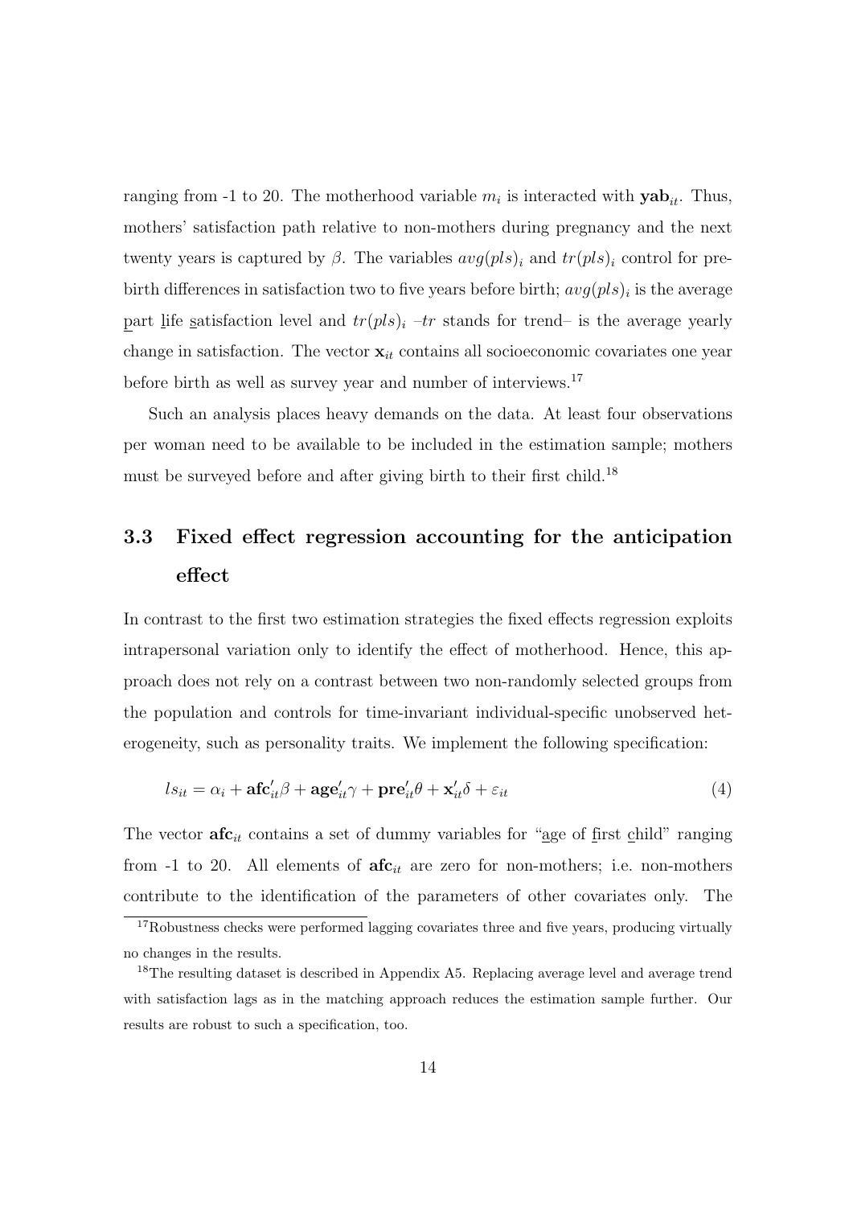ranging from -1 to 20. The motherhood variable $m_i$ is interacted with $\mathbf{yab}_{it}$. Thus, mothers' satisfaction path relative to non-mothers during pregnancy and the next twenty years is captured by $\beta$. The variables $avg(pls)_i$ and $tr(pls)_i$ control for pre-birth differences in satisfaction two to five years before birth; $avg(pls)_i$ is the average part life satisfaction level and $tr(pls)_i$ –$tr$ stands for trend– is the average yearly change in satisfaction. The vector $\mathbf{x}_{it}$ contains all socioeconomic covariates one year before birth as well as survey year and number of interviews.[17]

Such an analysis places heavy demands on the data. At least four observations per woman need to be available to be included in the estimation sample; mothers must be surveyed before and after giving birth to their first child.[18]

## 3.3 Fixed effect regression accounting for the anticipation effect

In contrast to the first two estimation strategies the fixed effects regression exploits intrapersonal variation only to identify the effect of motherhood. Hence, this approach does not rely on a contrast between two non-randomly selected groups from the population and controls for time-invariant individual-specific unobserved heterogeneity, such as personality traits. We implement the following specification:

$$ls_{it} = \alpha_i + \mathbf{afc}'_{it}\beta + \mathbf{age}'_{it}\gamma + \mathbf{pre}'_{it}\theta + \mathbf{x}'_{it}\delta + \varepsilon_{it} \tag{4}$$

The vector $\mathbf{afc}_{it}$ contains a set of dummy variables for "age of first child" ranging from -1 to 20. All elements of $\mathbf{afc}_{it}$ are zero for non-mothers; i.e. non-mothers contribute to the identification of the parameters of other covariates only. The

[17] Robustness checks were performed lagging covariates three and five years, producing virtually no changes in the results.

[18] The resulting dataset is described in Appendix A5. Replacing average level and average trend with satisfaction lags as in the matching approach reduces the estimation sample further. Our results are robust to such a specification, too.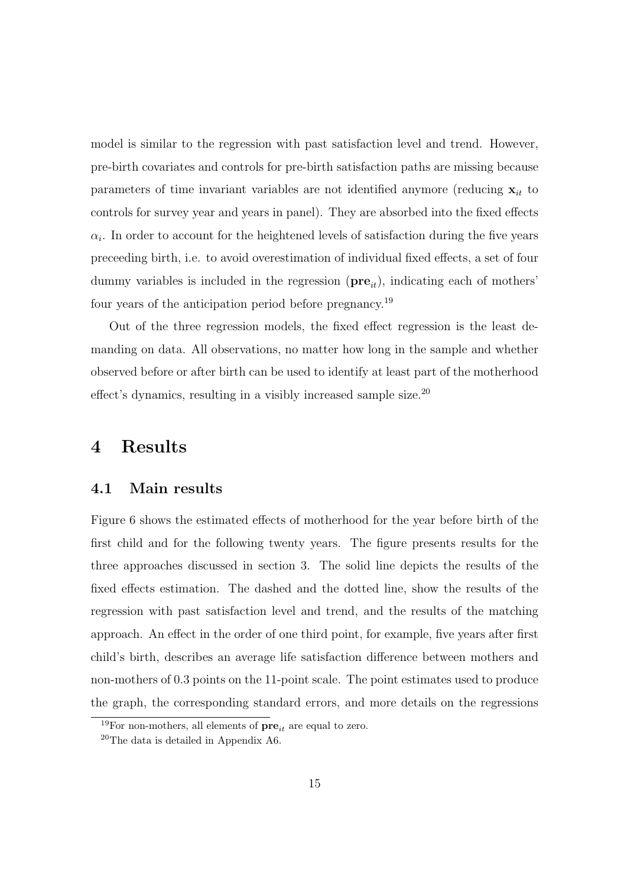model is similar to the regression with past satisfaction level and trend. However, pre-birth covariates and controls for pre-birth satisfaction paths are missing because parameters of time invariant variables are not identified anymore (reducing $\mathbf{x}_{it}$ to controls for survey year and years in panel). They are absorbed into the fixed effects $\alpha_i$. In order to account for the heightened levels of satisfaction during the five years preceeding birth, i.e. to avoid overestimation of individual fixed effects, a set of four dummy variables is included in the regression ($\mathbf{pre}_{it}$), indicating each of mothers' four years of the anticipation period before pregnancy.[19]

Out of the three regression models, the fixed effect regression is the least demanding on data. All observations, no matter how long in the sample and whether observed before or after birth can be used to identify at least part of the motherhood effect's dynamics, resulting in a visibly increased sample size.[20]

# 4 Results

## 4.1 Main results

Figure 6 shows the estimated effects of motherhood for the year before birth of the first child and for the following twenty years. The figure presents results for the three approaches discussed in section 3. The solid line depicts the results of the fixed effects estimation. The dashed and the dotted line, show the results of the regression with past satisfaction level and trend, and the results of the matching approach. An effect in the order of one third point, for example, five years after first child's birth, describes an average life satisfaction difference between mothers and non-mothers of 0.3 points on the 11-point scale. The point estimates used to produce the graph, the corresponding standard errors, and more details on the regressions

[19] For non-mothers, all elements of $\mathbf{pre}_{it}$ are equal to zero.

[20] The data is detailed in Appendix A6.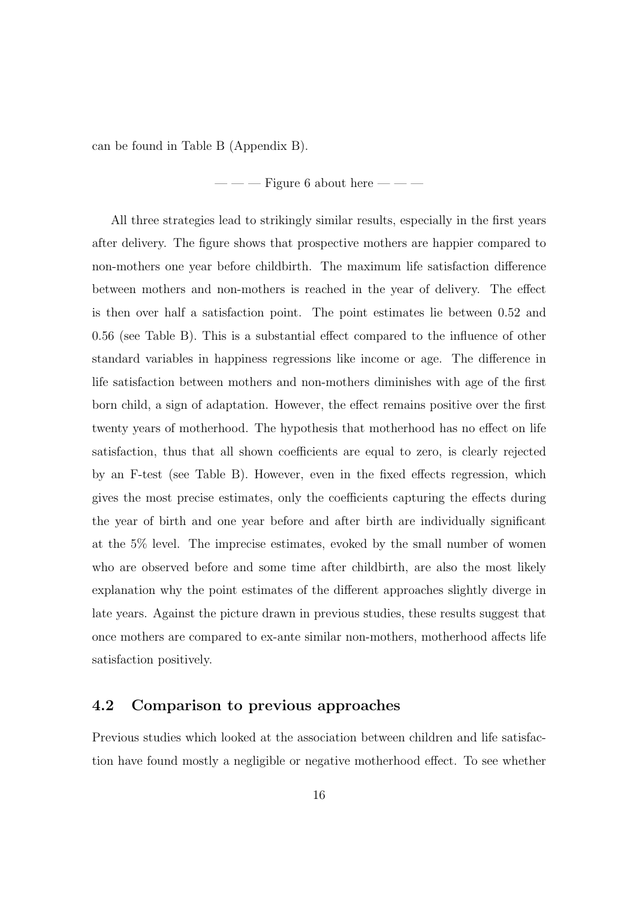can be found in Table B (Appendix B).

— — — Figure 6 about here — — —

All three strategies lead to strikingly similar results, especially in the first years after delivery. The figure shows that prospective mothers are happier compared to non-mothers one year before childbirth. The maximum life satisfaction difference between mothers and non-mothers is reached in the year of delivery. The effect is then over half a satisfaction point. The point estimates lie between 0.52 and 0.56 (see Table B). This is a substantial effect compared to the influence of other standard variables in happiness regressions like income or age. The difference in life satisfaction between mothers and non-mothers diminishes with age of the first born child, a sign of adaptation. However, the effect remains positive over the first twenty years of motherhood. The hypothesis that motherhood has no effect on life satisfaction, thus that all shown coefficients are equal to zero, is clearly rejected by an F-test (see Table B). However, even in the fixed effects regression, which gives the most precise estimates, only the coefficients capturing the effects during the year of birth and one year before and after birth are individually significant at the 5% level. The imprecise estimates, evoked by the small number of women who are observed before and some time after childbirth, are also the most likely explanation why the point estimates of the different approaches slightly diverge in late years. Against the picture drawn in previous studies, these results suggest that once mothers are compared to ex-ante similar non-mothers, motherhood affects life satisfaction positively.

## 4.2 Comparison to previous approaches

Previous studies which looked at the association between children and life satisfaction have found mostly a negligible or negative motherhood effect. To see whether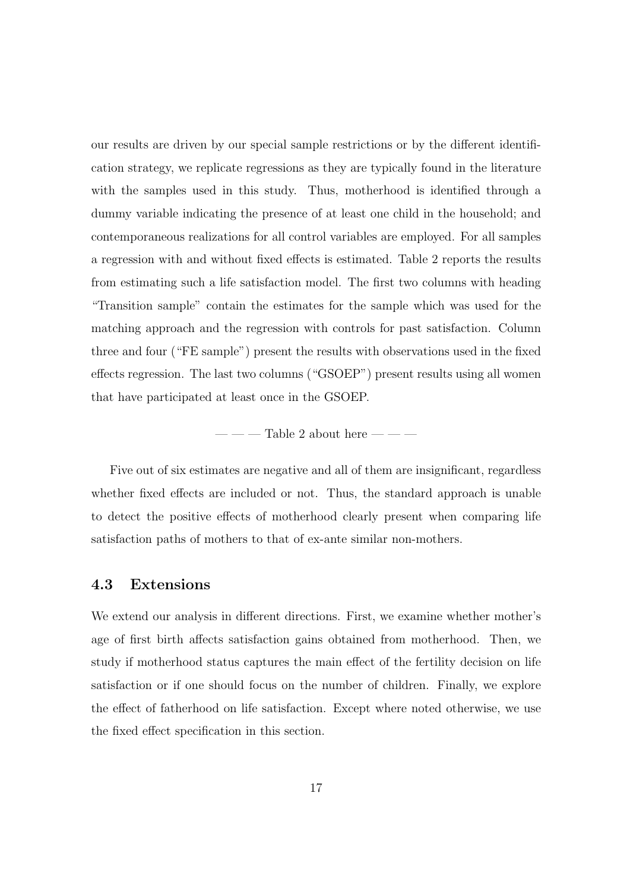our results are driven by our special sample restrictions or by the different identification strategy, we replicate regressions as they are typically found in the literature with the samples used in this study. Thus, motherhood is identified through a dummy variable indicating the presence of at least one child in the household; and contemporaneous realizations for all control variables are employed. For all samples a regression with and without fixed effects is estimated. Table 2 reports the results from estimating such a life satisfaction model. The first two columns with heading "Transition sample" contain the estimates for the sample which was used for the matching approach and the regression with controls for past satisfaction. Column three and four ("FE sample") present the results with observations used in the fixed effects regression. The last two columns ("GSOEP") present results using all women that have participated at least once in the GSOEP.

— — — Table 2 about here — — —

Five out of six estimates are negative and all of them are insignificant, regardless whether fixed effects are included or not. Thus, the standard approach is unable to detect the positive effects of motherhood clearly present when comparing life satisfaction paths of mothers to that of ex-ante similar non-mothers.

### 4.3 Extensions

We extend our analysis in different directions. First, we examine whether mother's age of first birth affects satisfaction gains obtained from motherhood. Then, we study if motherhood status captures the main effect of the fertility decision on life satisfaction or if one should focus on the number of children. Finally, we explore the effect of fatherhood on life satisfaction. Except where noted otherwise, we use the fixed effect specification in this section.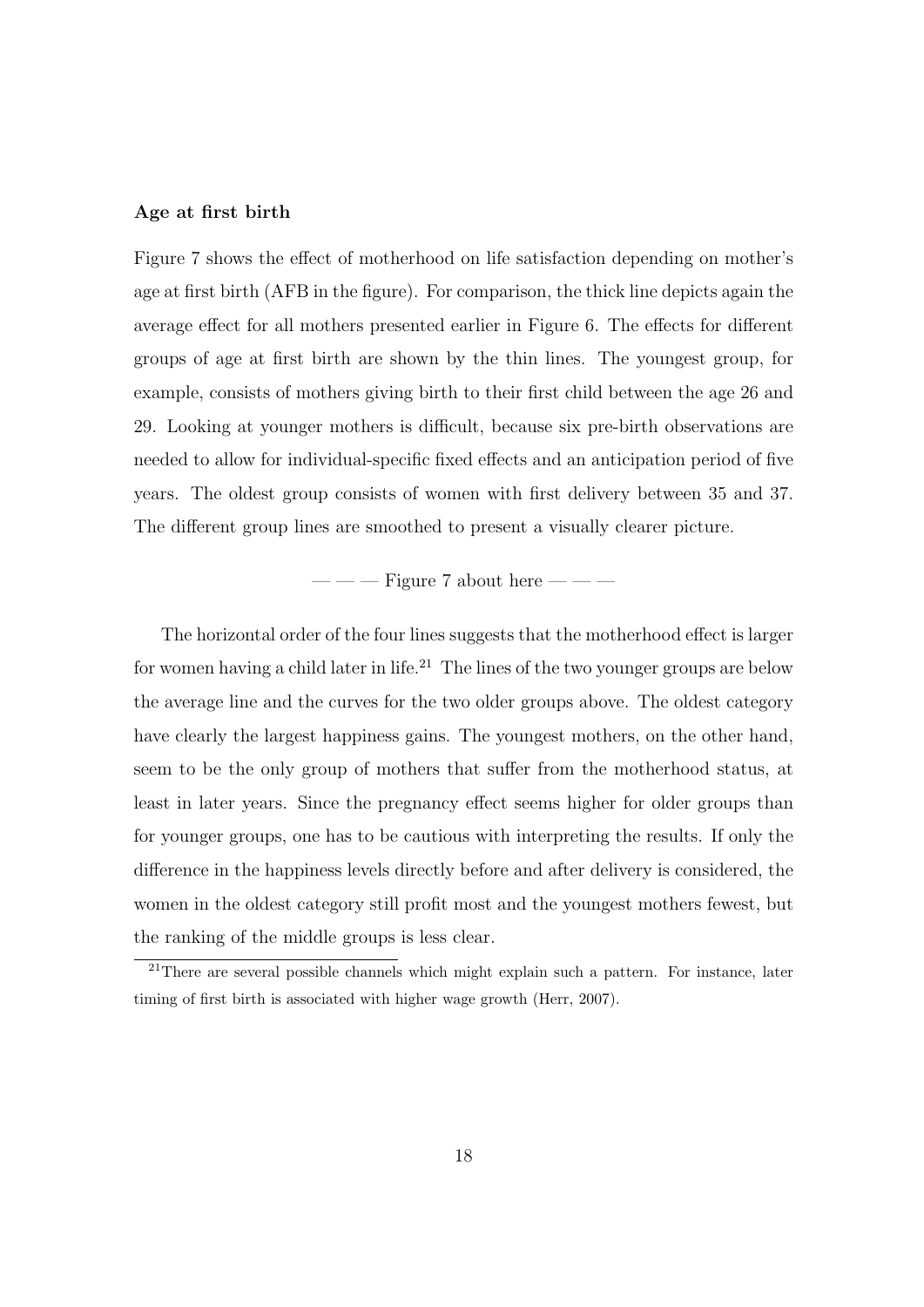**Age at first birth**

Figure 7 shows the effect of motherhood on life satisfaction depending on mother's age at first birth (AFB in the figure). For comparison, the thick line depicts again the average effect for all mothers presented earlier in Figure 6. The effects for different groups of age at first birth are shown by the thin lines. The youngest group, for example, consists of mothers giving birth to their first child between the age 26 and 29. Looking at younger mothers is difficult, because six pre-birth observations are needed to allow for individual-specific fixed effects and an anticipation period of five years. The oldest group consists of women with first delivery between 35 and 37. The different group lines are smoothed to present a visually clearer picture.

— — — Figure 7 about here — — —

The horizontal order of the four lines suggests that the motherhood effect is larger for women having a child later in life.[21] The lines of the two younger groups are below the average line and the curves for the two older groups above. The oldest category have clearly the largest happiness gains. The youngest mothers, on the other hand, seem to be the only group of mothers that suffer from the motherhood status, at least in later years. Since the pregnancy effect seems higher for older groups than for younger groups, one has to be cautious with interpreting the results. If only the difference in the happiness levels directly before and after delivery is considered, the women in the oldest category still profit most and the youngest mothers fewest, but the ranking of the middle groups is less clear.

[21] There are several possible channels which might explain such a pattern. For instance, later timing of first birth is associated with higher wage growth (Herr, 2007).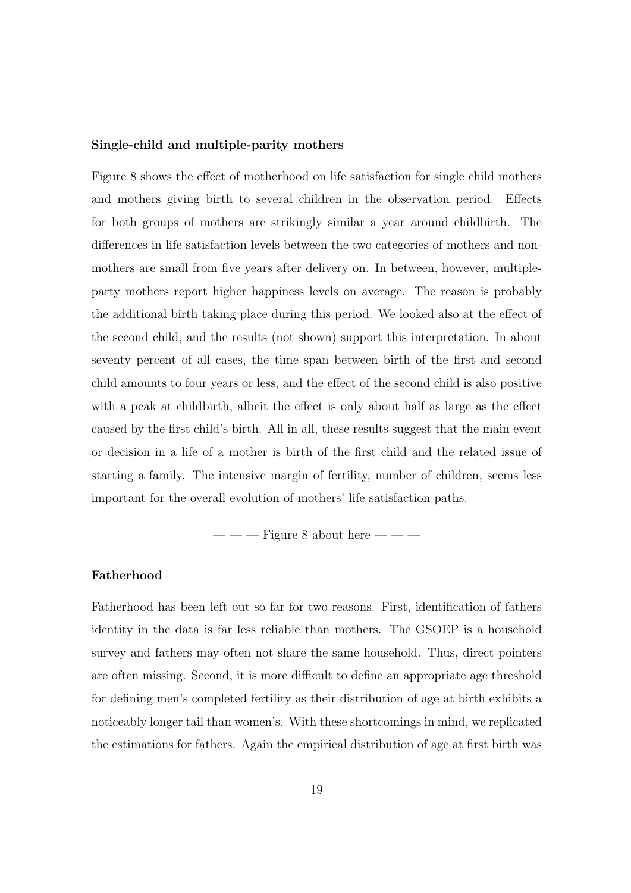#### Single-child and multiple-parity mothers

Figure 8 shows the effect of motherhood on life satisfaction for single child mothers and mothers giving birth to several children in the observation period. Effects for both groups of mothers are strikingly similar a year around childbirth. The differences in life satisfaction levels between the two categories of mothers and non-mothers are small from five years after delivery on. In between, however, multiple-party mothers report higher happiness levels on average. The reason is probably the additional birth taking place during this period. We looked also at the effect of the second child, and the results (not shown) support this interpretation. In about seventy percent of all cases, the time span between birth of the first and second child amounts to four years or less, and the effect of the second child is also positive with a peak at childbirth, albeit the effect is only about half as large as the effect caused by the first child's birth. All in all, these results suggest that the main event or decision in a life of a mother is birth of the first child and the related issue of starting a family. The intensive margin of fertility, number of children, seems less important for the overall evolution of mothers' life satisfaction paths.

— — — Figure 8 about here — — —

#### Fatherhood

Fatherhood has been left out so far for two reasons. First, identification of fathers identity in the data is far less reliable than mothers. The GSOEP is a household survey and fathers may often not share the same household. Thus, direct pointers are often missing. Second, it is more difficult to define an appropriate age threshold for defining men's completed fertility as their distribution of age at birth exhibits a noticeably longer tail than women's. With these shortcomings in mind, we replicated the estimations for fathers. Again the empirical distribution of age at first birth was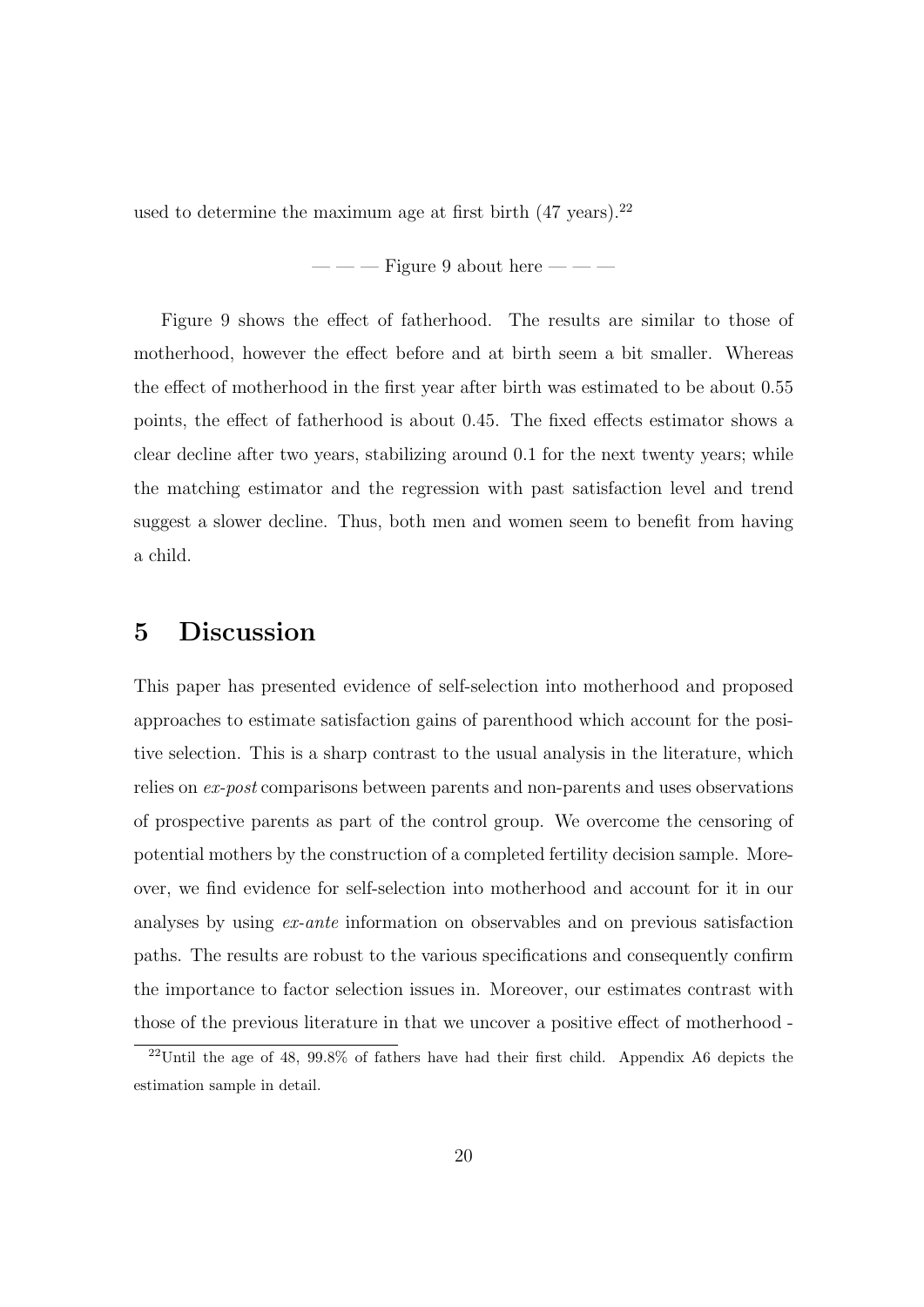used to determine the maximum age at first birth (47 years).[22]

— — — Figure 9 about here — — —

Figure 9 shows the effect of fatherhood. The results are similar to those of motherhood, however the effect before and at birth seem a bit smaller. Whereas the effect of motherhood in the first year after birth was estimated to be about 0.55 points, the effect of fatherhood is about 0.45. The fixed effects estimator shows a clear decline after two years, stabilizing around 0.1 for the next twenty years; while the matching estimator and the regression with past satisfaction level and trend suggest a slower decline. Thus, both men and women seem to benefit from having a child.

# 5 Discussion

This paper has presented evidence of self-selection into motherhood and proposed approaches to estimate satisfaction gains of parenthood which account for the positive selection. This is a sharp contrast to the usual analysis in the literature, which relies on *ex-post* comparisons between parents and non-parents and uses observations of prospective parents as part of the control group. We overcome the censoring of potential mothers by the construction of a completed fertility decision sample. Moreover, we find evidence for self-selection into motherhood and account for it in our analyses by using *ex-ante* information on observables and on previous satisfaction paths. The results are robust to the various specifications and consequently confirm the importance to factor selection issues in. Moreover, our estimates contrast with those of the previous literature in that we uncover a positive effect of motherhood -

[22] Until the age of 48, 99.8% of fathers have had their first child. Appendix A6 depicts the estimation sample in detail.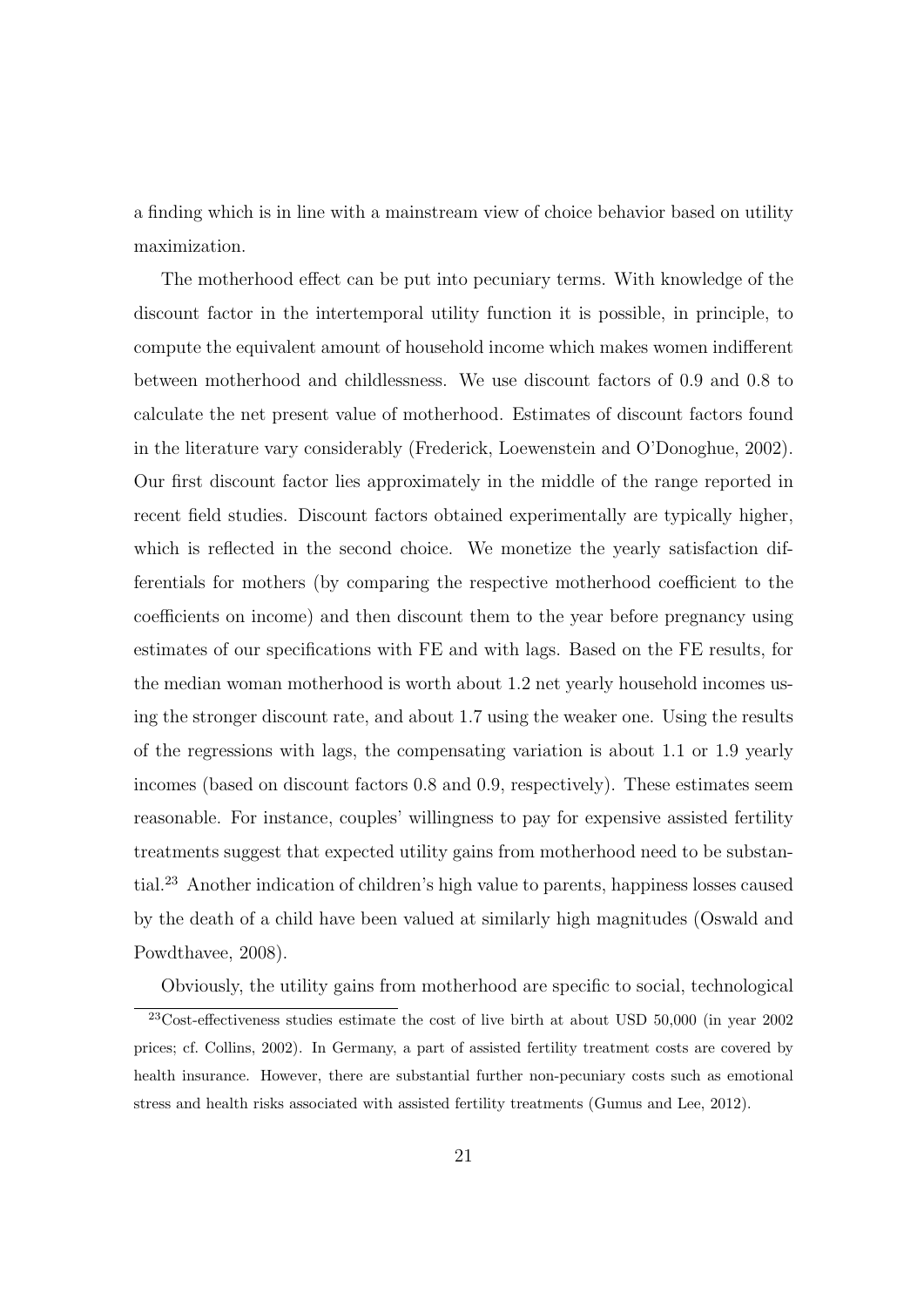a finding which is in line with a mainstream view of choice behavior based on utility maximization.

The motherhood effect can be put into pecuniary terms. With knowledge of the discount factor in the intertemporal utility function it is possible, in principle, to compute the equivalent amount of household income which makes women indifferent between motherhood and childlessness. We use discount factors of 0.9 and 0.8 to calculate the net present value of motherhood. Estimates of discount factors found in the literature vary considerably (Frederick, Loewenstein and O'Donoghue, 2002). Our first discount factor lies approximately in the middle of the range reported in recent field studies. Discount factors obtained experimentally are typically higher, which is reflected in the second choice. We monetize the yearly satisfaction differentials for mothers (by comparing the respective motherhood coefficient to the coefficients on income) and then discount them to the year before pregnancy using estimates of our specifications with FE and with lags. Based on the FE results, for the median woman motherhood is worth about 1.2 net yearly household incomes using the stronger discount rate, and about 1.7 using the weaker one. Using the results of the regressions with lags, the compensating variation is about 1.1 or 1.9 yearly incomes (based on discount factors 0.8 and 0.9, respectively). These estimates seem reasonable. For instance, couples' willingness to pay for expensive assisted fertility treatments suggest that expected utility gains from motherhood need to be substantial.[23] Another indication of children's high value to parents, happiness losses caused by the death of a child have been valued at similarly high magnitudes (Oswald and Powdthavee, 2008).

Obviously, the utility gains from motherhood are specific to social, technological

[23] Cost-effectiveness studies estimate the cost of live birth at about USD 50,000 (in year 2002 prices; cf. Collins, 2002). In Germany, a part of assisted fertility treatment costs are covered by health insurance. However, there are substantial further non-pecuniary costs such as emotional stress and health risks associated with assisted fertility treatments (Gumus and Lee, 2012).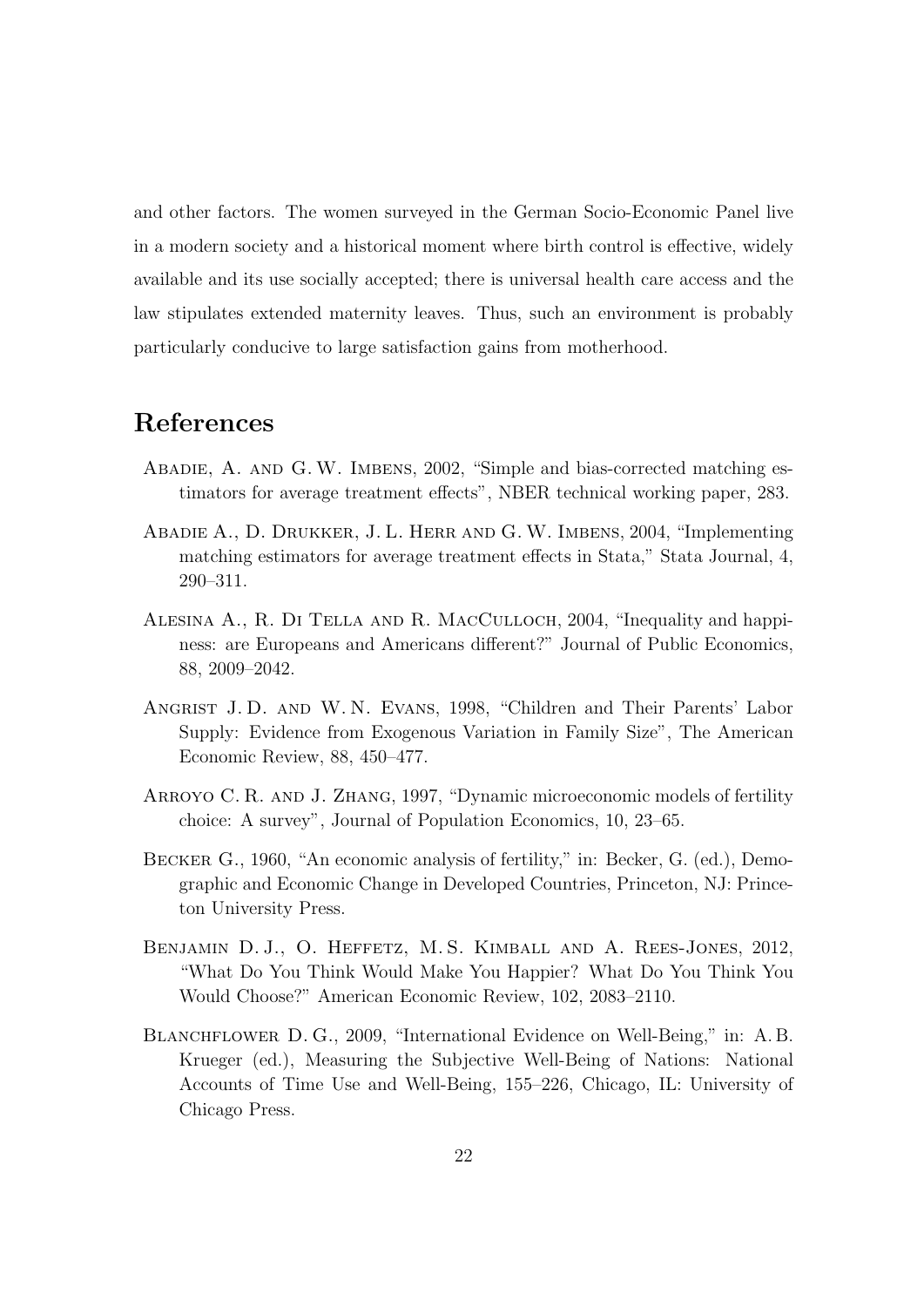and other factors. The women surveyed in the German Socio-Economic Panel live in a modern society and a historical moment where birth control is effective, widely available and its use socially accepted; there is universal health care access and the law stipulates extended maternity leaves. Thus, such an environment is probably particularly conducive to large satisfaction gains from motherhood.

# References

Abadie, A. and G. W. Imbens, 2002, "Simple and bias-corrected matching estimators for average treatment effects", NBER technical working paper, 283.

Abadie A., D. Drukker, J. L. Herr and G. W. Imbens, 2004, "Implementing matching estimators for average treatment effects in Stata," Stata Journal, 4, 290–311.

Alesina A., R. Di Tella and R. MacCulloch, 2004, "Inequality and happiness: are Europeans and Americans different?" Journal of Public Economics, 88, 2009–2042.

Angrist J. D. and W. N. Evans, 1998, "Children and Their Parents' Labor Supply: Evidence from Exogenous Variation in Family Size", The American Economic Review, 88, 450–477.

Arroyo C. R. and J. Zhang, 1997, "Dynamic microeconomic models of fertility choice: A survey", Journal of Population Economics, 10, 23–65.

Becker G., 1960, "An economic analysis of fertility," in: Becker, G. (ed.), Demographic and Economic Change in Developed Countries, Princeton, NJ: Princeton University Press.

Benjamin D. J., O. Heffetz, M. S. Kimball and A. Rees-Jones, 2012, "What Do You Think Would Make You Happier? What Do You Think You Would Choose?" American Economic Review, 102, 2083–2110.

Blanchflower D. G., 2009, "International Evidence on Well-Being," in: A. B. Krueger (ed.), Measuring the Subjective Well-Being of Nations: National Accounts of Time Use and Well-Being, 155–226, Chicago, IL: University of Chicago Press.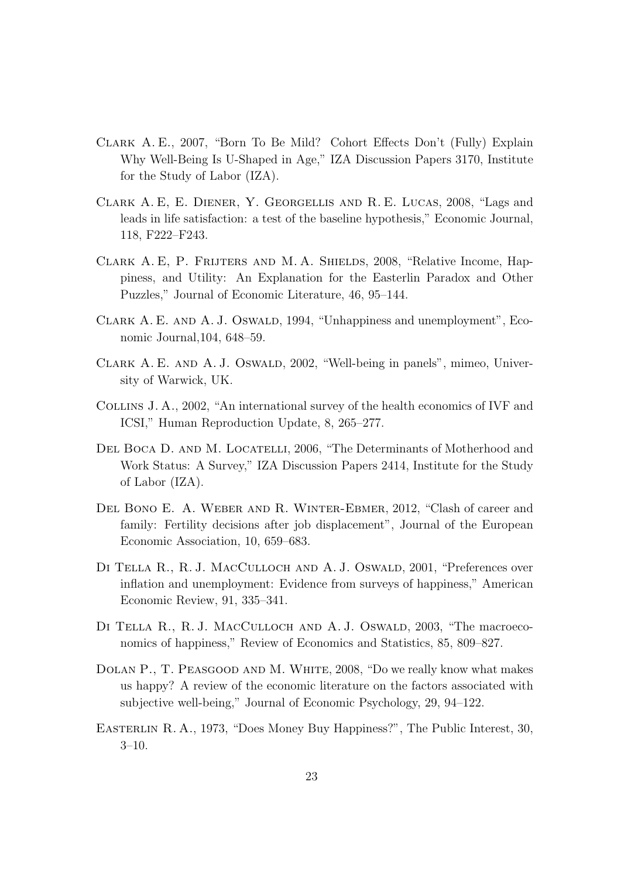Clark A. E., 2007, "Born To Be Mild? Cohort Effects Don't (Fully) Explain Why Well-Being Is U-Shaped in Age," IZA Discussion Papers 3170, Institute for the Study of Labor (IZA).

Clark A. E, E. Diener, Y. Georgellis and R. E. Lucas, 2008, "Lags and leads in life satisfaction: a test of the baseline hypothesis," Economic Journal, 118, F222–F243.

Clark A. E, P. Frijters and M. A. Shields, 2008, "Relative Income, Happiness, and Utility: An Explanation for the Easterlin Paradox and Other Puzzles," Journal of Economic Literature, 46, 95–144.

Clark A. E. and A. J. Oswald, 1994, "Unhappiness and unemployment", Economic Journal,104, 648–59.

Clark A. E. and A. J. Oswald, 2002, "Well-being in panels", mimeo, University of Warwick, UK.

Collins J. A., 2002, "An international survey of the health economics of IVF and ICSI," Human Reproduction Update, 8, 265–277.

Del Boca D. and M. Locatelli, 2006, "The Determinants of Motherhood and Work Status: A Survey," IZA Discussion Papers 2414, Institute for the Study of Labor (IZA).

Del Bono E. A. Weber and R. Winter-Ebmer, 2012, "Clash of career and family: Fertility decisions after job displacement", Journal of the European Economic Association, 10, 659–683.

Di Tella R., R. J. MacCulloch and A. J. Oswald, 2001, "Preferences over inflation and unemployment: Evidence from surveys of happiness," American Economic Review, 91, 335–341.

Di Tella R., R. J. MacCulloch and A. J. Oswald, 2003, "The macroeconomics of happiness," Review of Economics and Statistics, 85, 809–827.

Dolan P., T. Peasgood and M. White, 2008, "Do we really know what makes us happy? A review of the economic literature on the factors associated with subjective well-being," Journal of Economic Psychology, 29, 94–122.

Easterlin R. A., 1973, "Does Money Buy Happiness?", The Public Interest, 30, 3–10.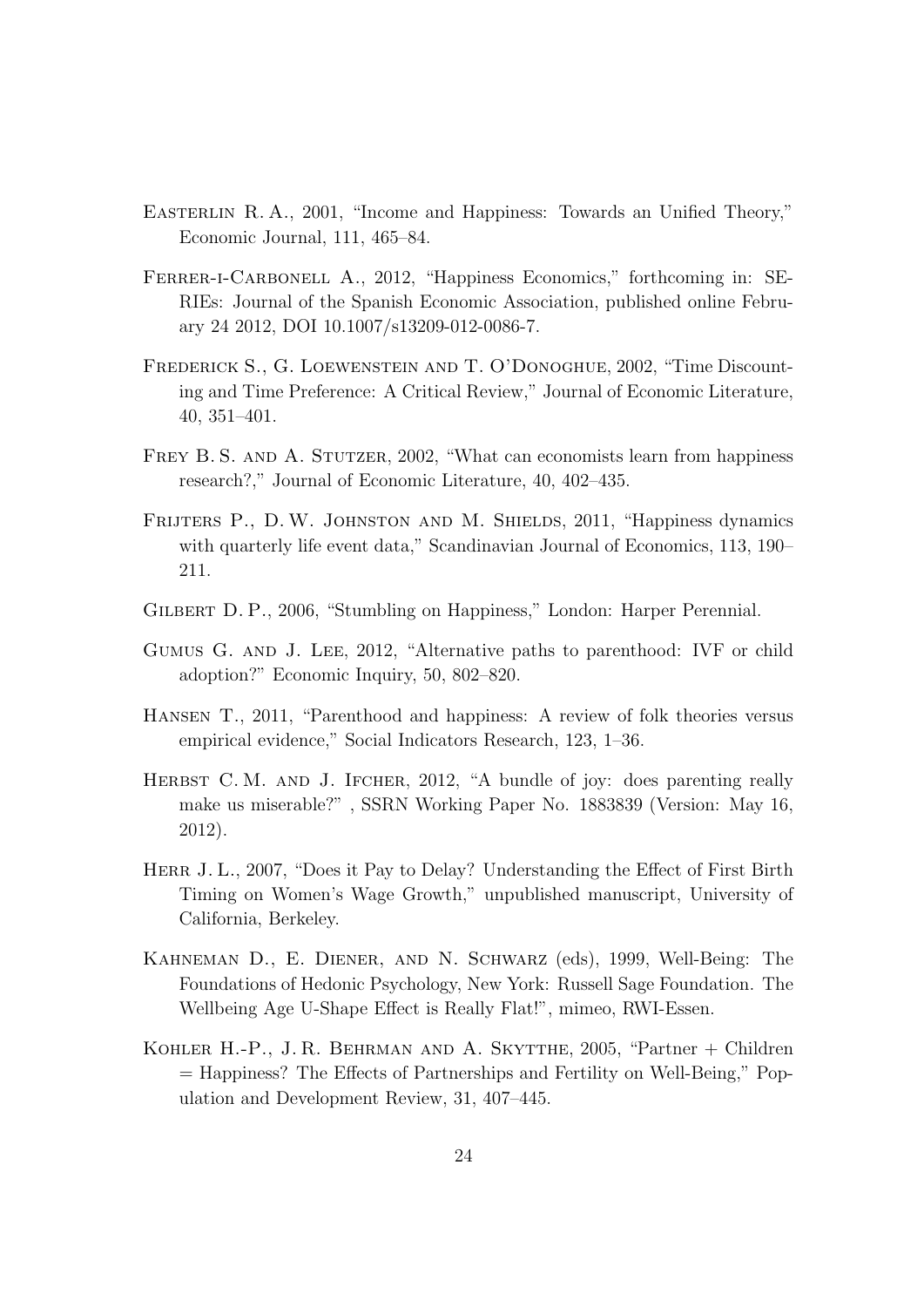Easterlin R. A., 2001, "Income and Happiness: Towards an Unified Theory," Economic Journal, 111, 465–84.

Ferrer-i-Carbonell A., 2012, "Happiness Economics," forthcoming in: SERIEs: Journal of the Spanish Economic Association, published online February 24 2012, DOI 10.1007/s13209-012-0086-7.

Frederick S., G. Loewenstein and T. O'Donoghue, 2002, "Time Discounting and Time Preference: A Critical Review," Journal of Economic Literature, 40, 351–401.

Frey B. S. and A. Stutzer, 2002, "What can economists learn from happiness research?," Journal of Economic Literature, 40, 402–435.

Frijters P., D. W. Johnston and M. Shields, 2011, "Happiness dynamics with quarterly life event data," Scandinavian Journal of Economics, 113, 190–211.

Gilbert D. P., 2006, "Stumbling on Happiness," London: Harper Perennial.

Gumus G. and J. Lee, 2012, "Alternative paths to parenthood: IVF or child adoption?" Economic Inquiry, 50, 802–820.

Hansen T., 2011, "Parenthood and happiness: A review of folk theories versus empirical evidence," Social Indicators Research, 123, 1–36.

Herbst C. M. and J. Ifcher, 2012, "A bundle of joy: does parenting really make us miserable?" , SSRN Working Paper No. 1883839 (Version: May 16, 2012).

Herr J. L., 2007, "Does it Pay to Delay? Understanding the Effect of First Birth Timing on Women's Wage Growth," unpublished manuscript, University of California, Berkeley.

Kahneman D., E. Diener, and N. Schwarz (eds), 1999, Well-Being: The Foundations of Hedonic Psychology, New York: Russell Sage Foundation. The Wellbeing Age U-Shape Effect is Really Flat!", mimeo, RWI-Essen.

Kohler H.-P., J. R. Behrman and A. Skytthe, 2005, "Partner + Children = Happiness? The Effects of Partnerships and Fertility on Well-Being," Population and Development Review, 31, 407–445.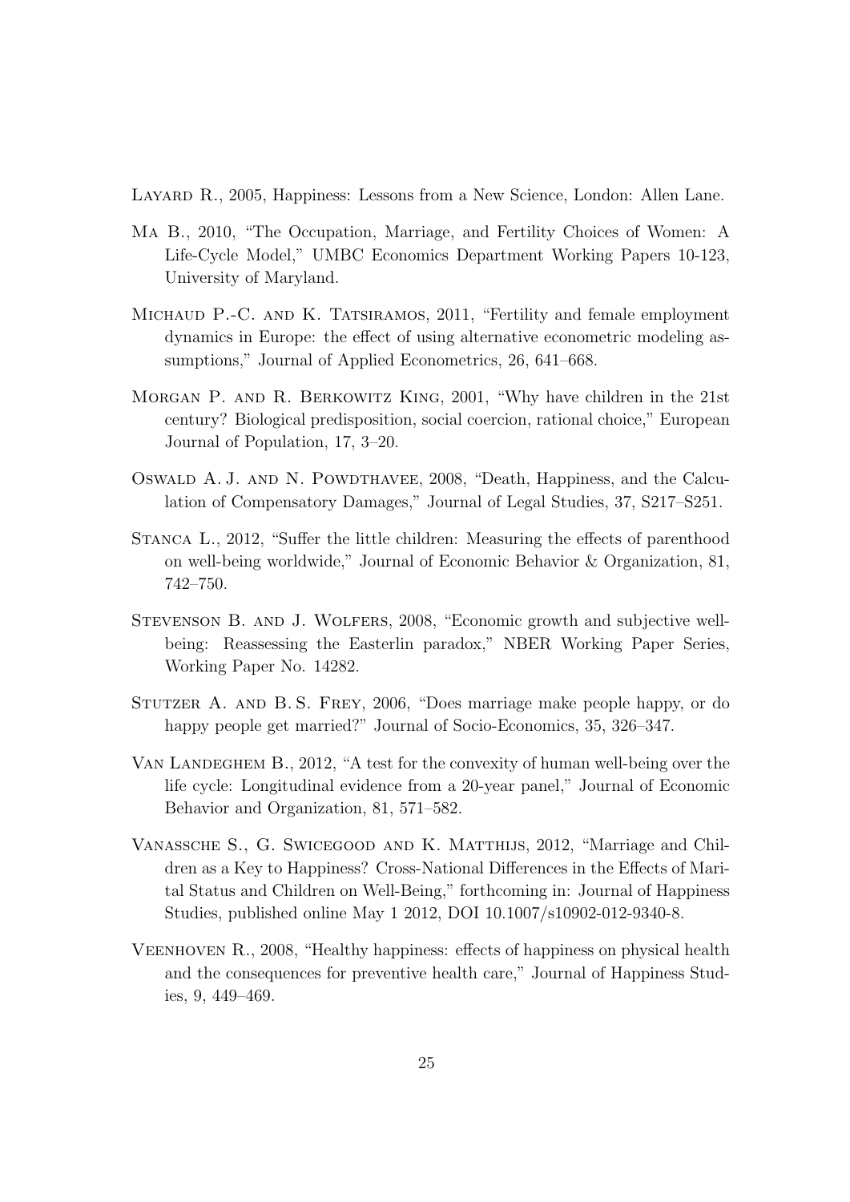Layard R., 2005, Happiness: Lessons from a New Science, London: Allen Lane.

Ma B., 2010, "The Occupation, Marriage, and Fertility Choices of Women: A Life-Cycle Model," UMBC Economics Department Working Papers 10-123, University of Maryland.

Michaud P.-C. and K. Tatsiramos, 2011, "Fertility and female employment dynamics in Europe: the effect of using alternative econometric modeling assumptions," Journal of Applied Econometrics, 26, 641–668.

Morgan P. and R. Berkowitz King, 2001, "Why have children in the 21st century? Biological predisposition, social coercion, rational choice," European Journal of Population, 17, 3–20.

Oswald A. J. and N. Powdthavee, 2008, "Death, Happiness, and the Calculation of Compensatory Damages," Journal of Legal Studies, 37, S217–S251.

Stanca L., 2012, "Suffer the little children: Measuring the effects of parenthood on well-being worldwide," Journal of Economic Behavior & Organization, 81, 742–750.

Stevenson B. and J. Wolfers, 2008, "Economic growth and subjective well-being: Reassessing the Easterlin paradox," NBER Working Paper Series, Working Paper No. 14282.

Stutzer A. and B. S. Frey, 2006, "Does marriage make people happy, or do happy people get married?" Journal of Socio-Economics, 35, 326–347.

Van Landeghem B., 2012, "A test for the convexity of human well-being over the life cycle: Longitudinal evidence from a 20-year panel," Journal of Economic Behavior and Organization, 81, 571–582.

Vanassche S., G. Swicegood and K. Matthijs, 2012, "Marriage and Children as a Key to Happiness? Cross-National Differences in the Effects of Marital Status and Children on Well-Being," forthcoming in: Journal of Happiness Studies, published online May 1 2012, DOI 10.1007/s10902-012-9340-8.

Veenhoven R., 2008, "Healthy happiness: effects of happiness on physical health and the consequences for preventive health care," Journal of Happiness Studies, 9, 449–469.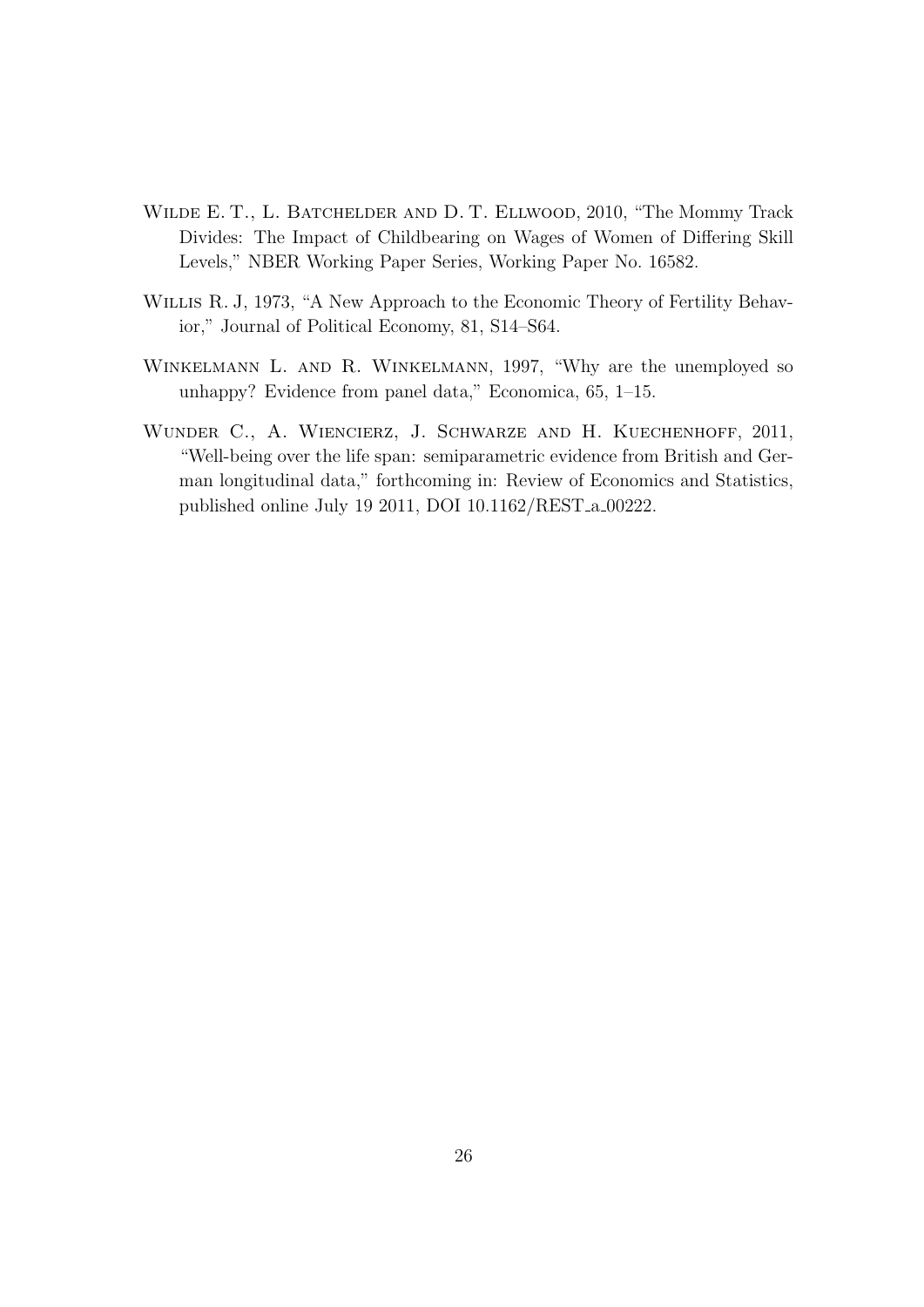Wilde E. T., L. Batchelder and D. T. Ellwood, 2010, "The Mommy Track Divides: The Impact of Childbearing on Wages of Women of Differing Skill Levels," NBER Working Paper Series, Working Paper No. 16582.

Willis R. J, 1973, "A New Approach to the Economic Theory of Fertility Behavior," Journal of Political Economy, 81, S14–S64.

Winkelmann L. and R. Winkelmann, 1997, "Why are the unemployed so unhappy? Evidence from panel data," Economica, 65, 1–15.

Wunder C., A. Wiencierz, J. Schwarze and H. Kuechenhoff, 2011, "Well-being over the life span: semiparametric evidence from British and German longitudinal data," forthcoming in: Review of Economics and Statistics, published online July 19 2011, DOI 10.1162/REST_a_00222.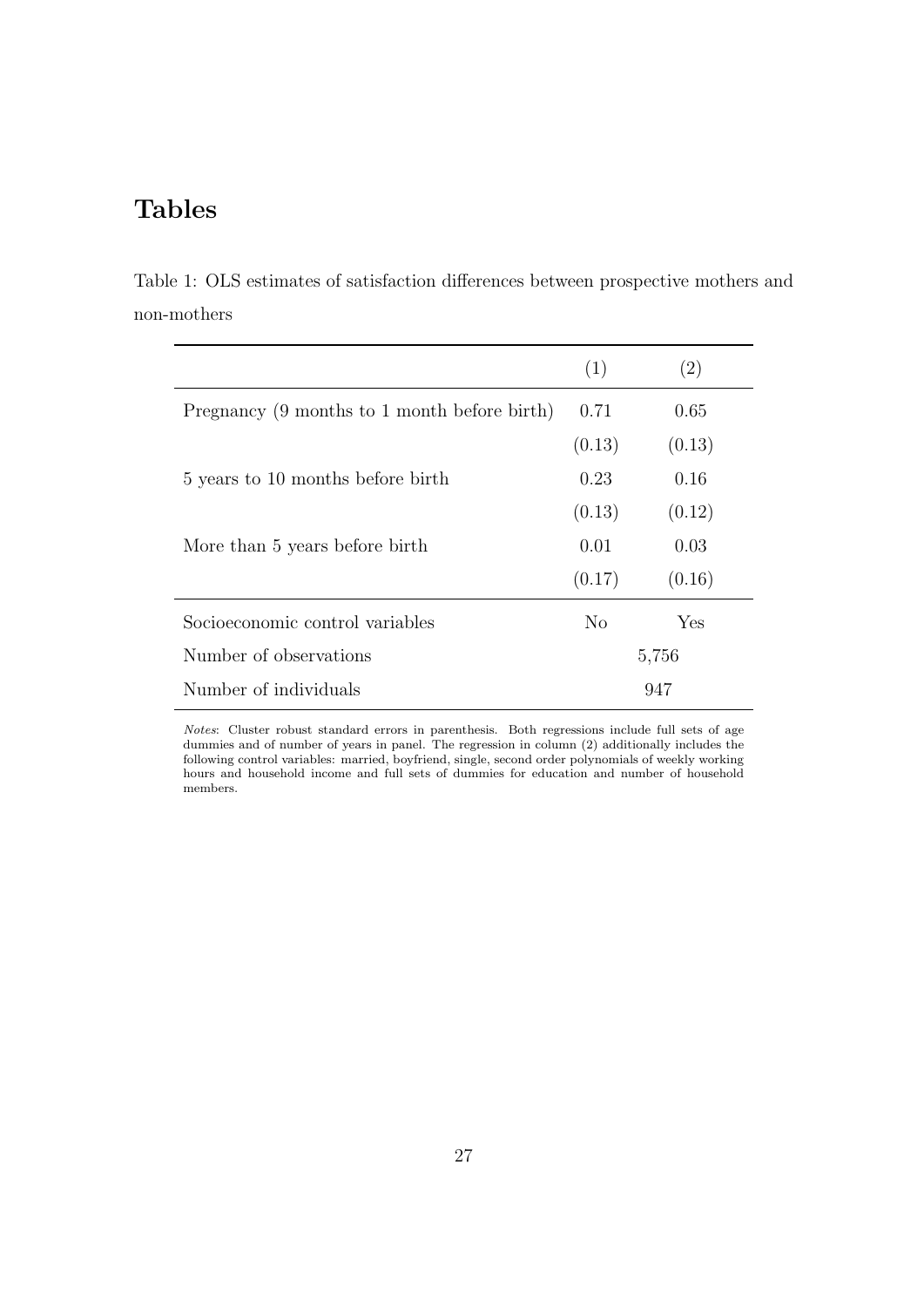# Tables

Table 1: OLS estimates of satisfaction differences between prospective mothers and non-mothers

| | (1) | (2) |
|---|---|---|
| Pregnancy (9 months to 1 month before birth) | 0.71 | 0.65 |
| | (0.13) | (0.13) |
| 5 years to 10 months before birth | 0.23 | 0.16 |
| | (0.13) | (0.12) |
| More than 5 years before birth | 0.01 | 0.03 |
| | (0.17) | (0.16) |
| Socioeconomic control variables | No | Yes |
| Number of observations | 5,756 | |
| Number of individuals | 947 | |

*Notes*: Cluster robust standard errors in parenthesis. Both regressions include full sets of age dummies and of number of years in panel. The regression in column (2) additionally includes the following control variables: married, boyfriend, single, second order polynomials of weekly working hours and household income and full sets of dummies for education and number of household members.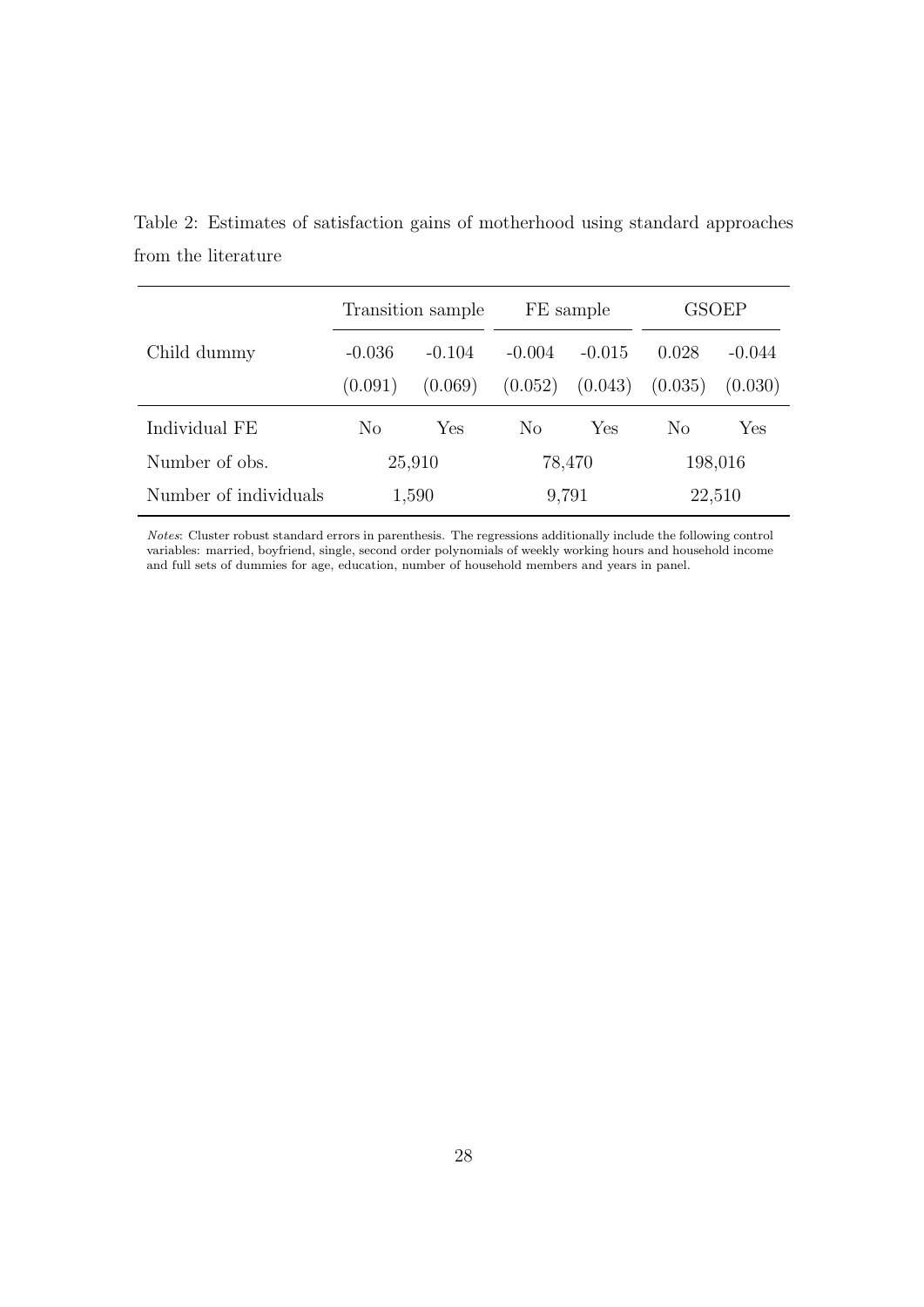Table 2: Estimates of satisfaction gains of motherhood using standard approaches from the literature

| | Transition sample | | FE sample | | GSOEP | |
|---|---|---|---|---|---|---|
| Child dummy | -0.036 | -0.104 | -0.004 | -0.015 | 0.028 | -0.044 |
| | (0.091) | (0.069) | (0.052) | (0.043) | (0.035) | (0.030) |
| Individual FE | No | Yes | No | Yes | No | Yes |
| Number of obs. | 25,910 | | 78,470 | | 198,016 | |
| Number of individuals | 1,590 | | 9,791 | | 22,510 | |

*Notes*: Cluster robust standard errors in parenthesis. The regressions additionally include the following control variables: married, boyfriend, single, second order polynomials of weekly working hours and household income and full sets of dummies for age, education, number of household members and years in panel.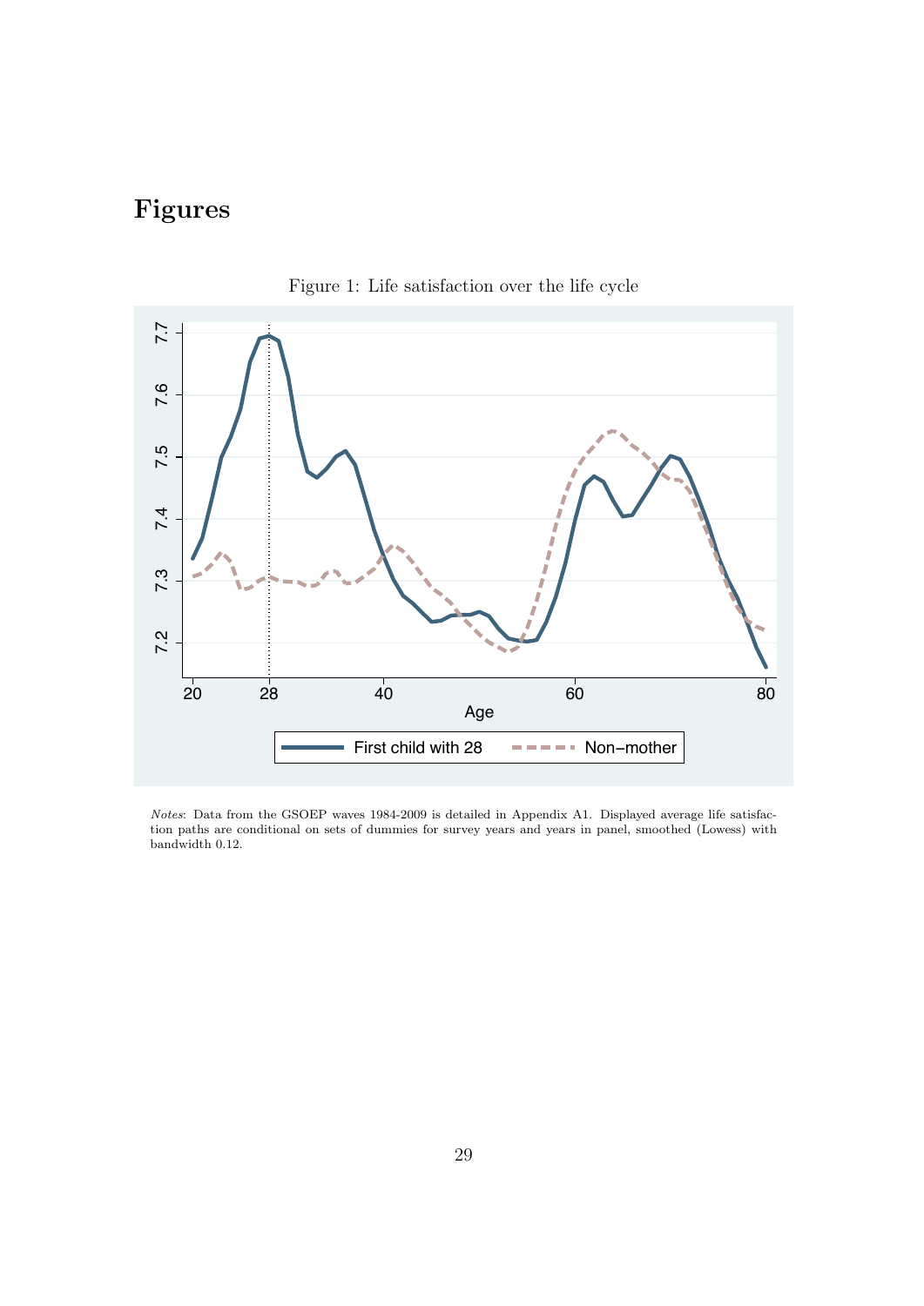# Figures

Figure 1: Life satisfaction over the life cycle

*Notes*: Data from the GSOEP waves 1984-2009 is detailed in Appendix A1. Displayed average life satisfaction paths are conditional on sets of dummies for survey years and years in panel, smoothed (Lowess) with bandwidth 0.12.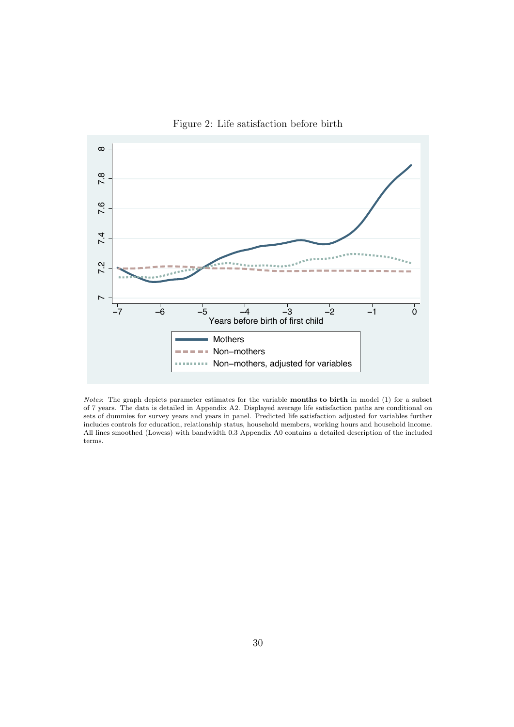Figure 2: Life satisfaction before birth

*Notes*: The graph depicts parameter estimates for the variable **months to birth** in model (1) for a subset of 7 years. The data is detailed in Appendix A2. Displayed average life satisfaction paths are conditional on sets of dummies for survey years and years in panel. Predicted life satisfaction adjusted for variables further includes controls for education, relationship status, household members, working hours and household income. All lines smoothed (Lowess) with bandwidth 0.3 Appendix A0 contains a detailed description of the included terms.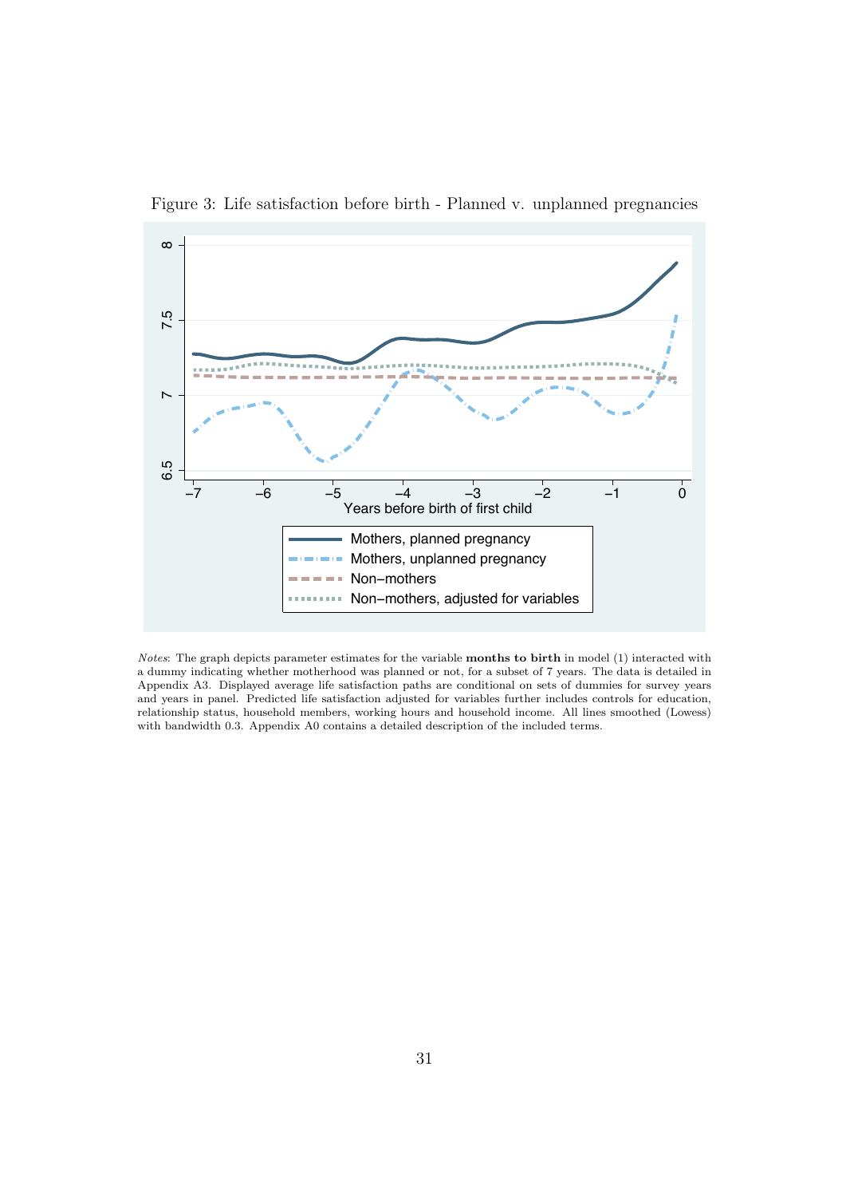Figure 3: Life satisfaction before birth - Planned v. unplanned pregnancies

*Notes*: The graph depicts parameter estimates for the variable **months to birth** in model (1) interacted with a dummy indicating whether motherhood was planned or not, for a subset of 7 years. The data is detailed in Appendix A3. Displayed average life satisfaction paths are conditional on sets of dummies for survey years and years in panel. Predicted life satisfaction adjusted for variables further includes controls for education, relationship status, household members, working hours and household income. All lines smoothed (Lowess) with bandwidth 0.3. Appendix A0 contains a detailed description of the included terms.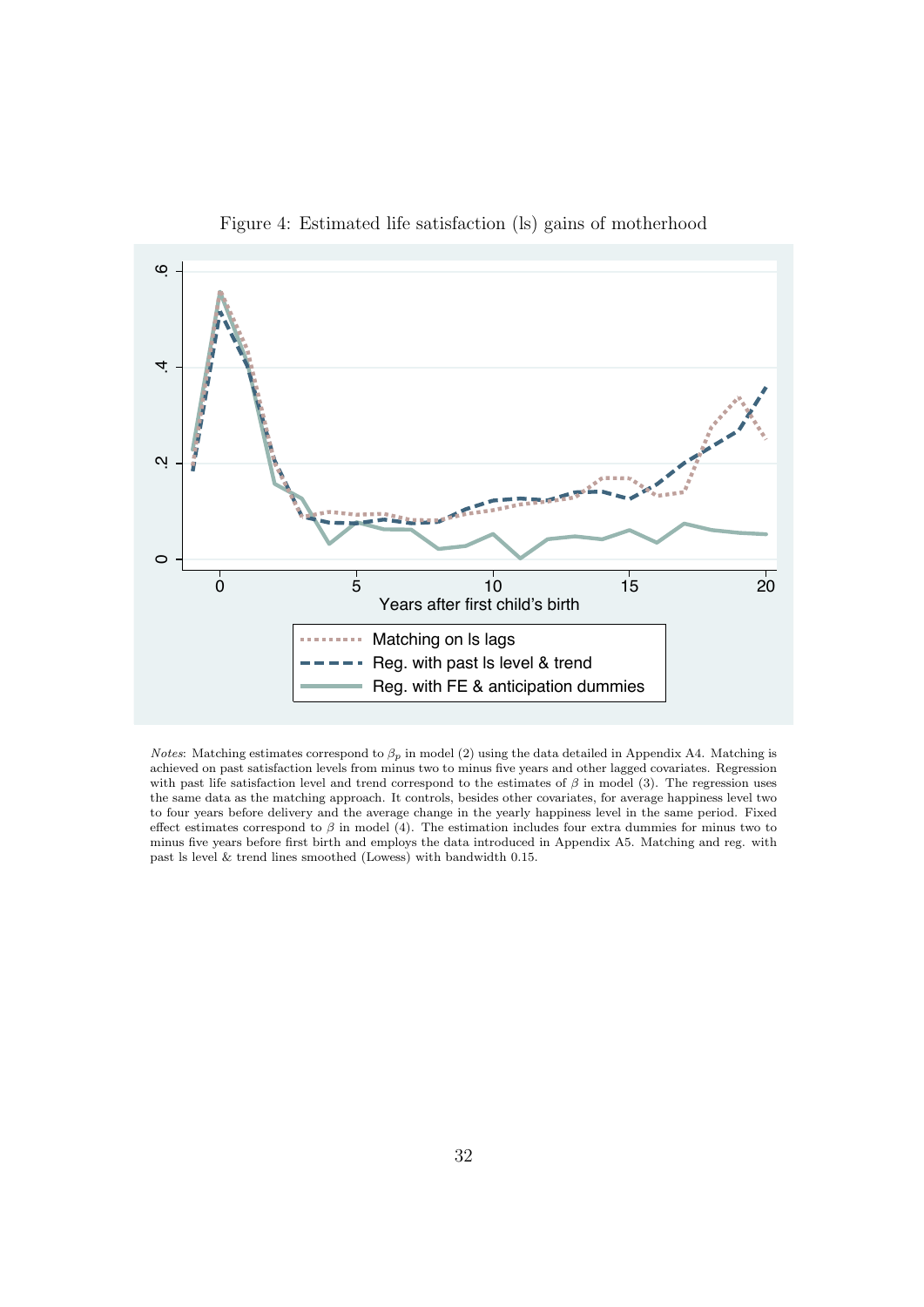Figure 4: Estimated life satisfaction (ls) gains of motherhood

*Notes*: Matching estimates correspond to $\beta_p$ in model (2) using the data detailed in Appendix A4. Matching is achieved on past satisfaction levels from minus two to minus five years and other lagged covariates. Regression with past life satisfaction level and trend correspond to the estimates of $\beta$ in model (3). The regression uses the same data as the matching approach. It controls, besides other covariates, for average happiness level two to four years before delivery and the average change in the yearly happiness level in the same period. Fixed effect estimates correspond to $\beta$ in model (4). The estimation includes four extra dummies for minus two to minus five years before first birth and employs the data introduced in Appendix A5. Matching and reg. with past ls level & trend lines smoothed (Lowess) with bandwidth 0.15.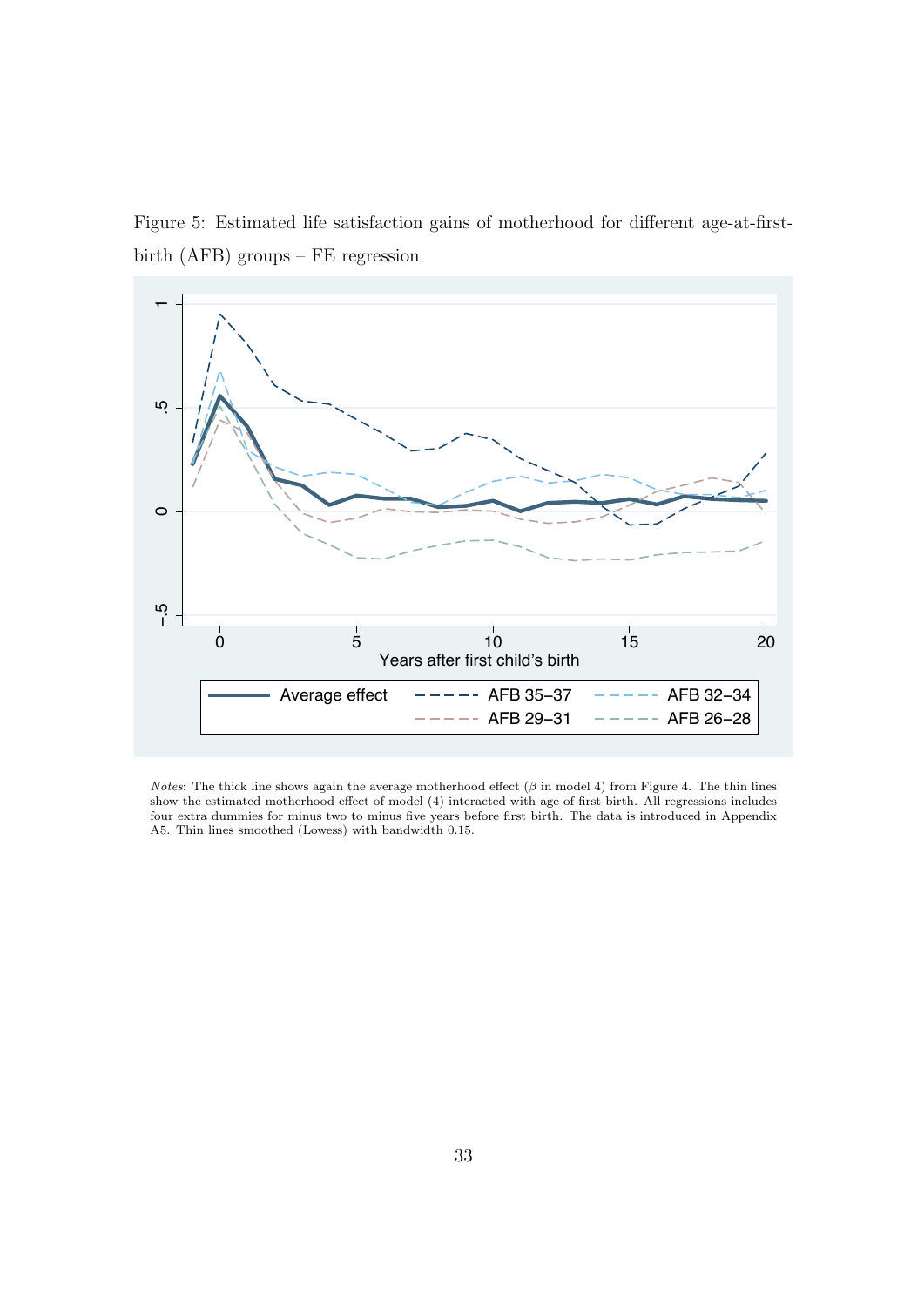Figure 5: Estimated life satisfaction gains of motherhood for different age-at-first-birth (AFB) groups – FE regression

*Notes*: The thick line shows again the average motherhood effect ($\beta$ in model 4) from Figure 4. The thin lines show the estimated motherhood effect of model (4) interacted with age of first birth. All regressions includes four extra dummies for minus two to minus five years before first birth. The data is introduced in Appendix A5. Thin lines smoothed (Lowess) with bandwidth 0.15.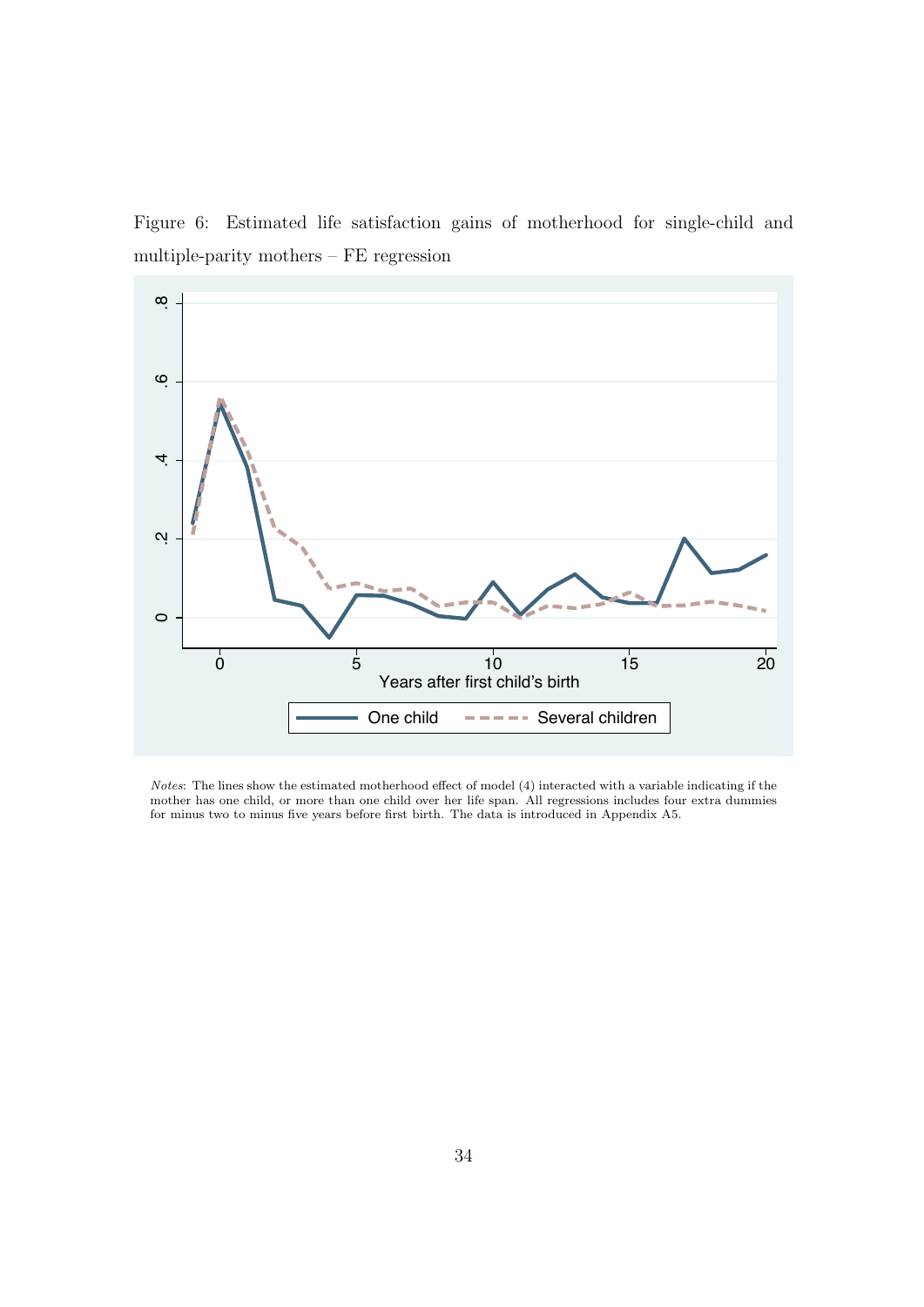Figure 6: Estimated life satisfaction gains of motherhood for single-child and multiple-parity mothers – FE regression

*Notes*: The lines show the estimated motherhood effect of model (4) interacted with a variable indicating if the mother has one child, or more than one child over her life span. All regressions includes four extra dummies for minus two to minus five years before first birth. The data is introduced in Appendix A5.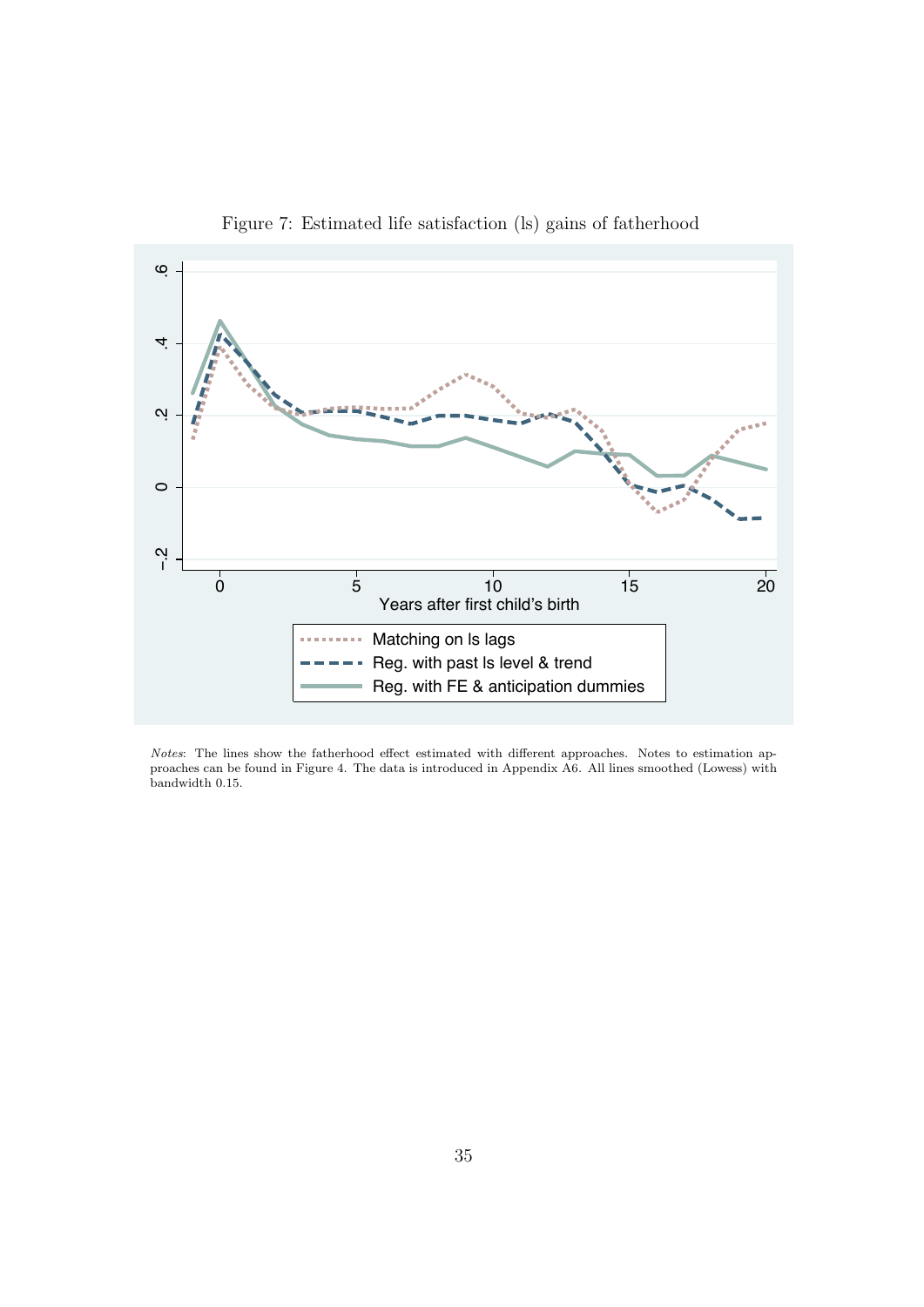Figure 7: Estimated life satisfaction (ls) gains of fatherhood

*Notes*: The lines show the fatherhood effect estimated with different approaches. Notes to estimation approaches can be found in Figure 4. The data is introduced in Appendix A6. All lines smoothed (Lowess) with bandwidth 0.15.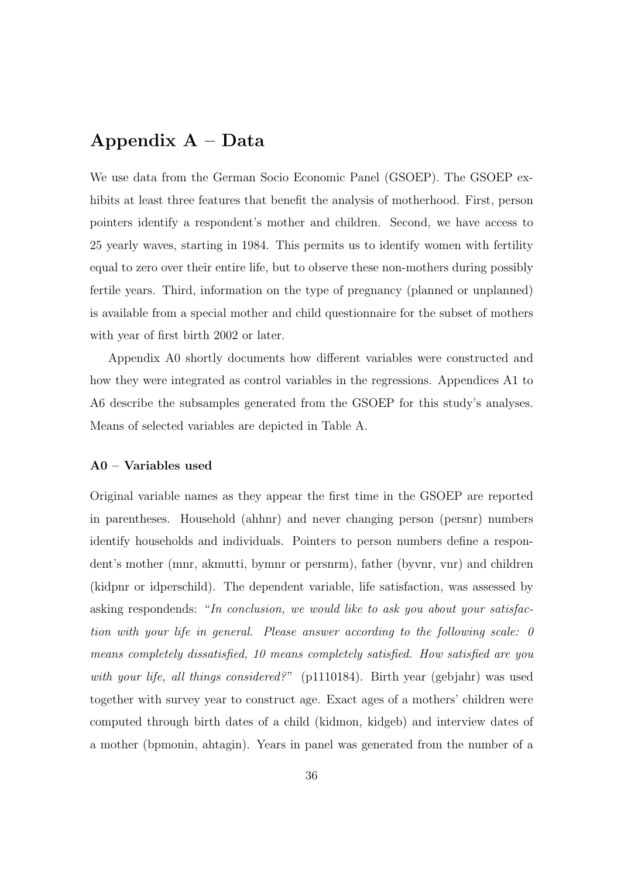# Appendix A – Data

We use data from the German Socio Economic Panel (GSOEP). The GSOEP exhibits at least three features that benefit the analysis of motherhood. First, person pointers identify a respondent's mother and children. Second, we have access to 25 yearly waves, starting in 1984. This permits us to identify women with fertility equal to zero over their entire life, but to observe these non-mothers during possibly fertile years. Third, information on the type of pregnancy (planned or unplanned) is available from a special mother and child questionnaire for the subset of mothers with year of first birth 2002 or later.

Appendix A0 shortly documents how different variables were constructed and how they were integrated as control variables in the regressions. Appendices A1 to A6 describe the subsamples generated from the GSOEP for this study's analyses. Means of selected variables are depicted in Table A.

### A0 – Variables used

Original variable names as they appear the first time in the GSOEP are reported in parentheses. Household (ahhnr) and never changing person (persnr) numbers identify households and individuals. Pointers to person numbers define a respondent's mother (mnr, akmutti, bymnr or persnrm), father (byvnr, vnr) and children (kidpnr or idperschild). The dependent variable, life satisfaction, was assessed by asking respondends: "*In conclusion, we would like to ask you about your satisfaction with your life in general. Please answer according to the following scale: 0 means completely dissatisfied, 10 means completely satisfied. How satisfied are you with your life, all things considered?*" (p1110184). Birth year (gebjahr) was used together with survey year to construct age. Exact ages of a mothers' children were computed through birth dates of a child (kidmon, kidgeb) and interview dates of a mother (bpmonin, ahtagin). Years in panel was generated from the number of a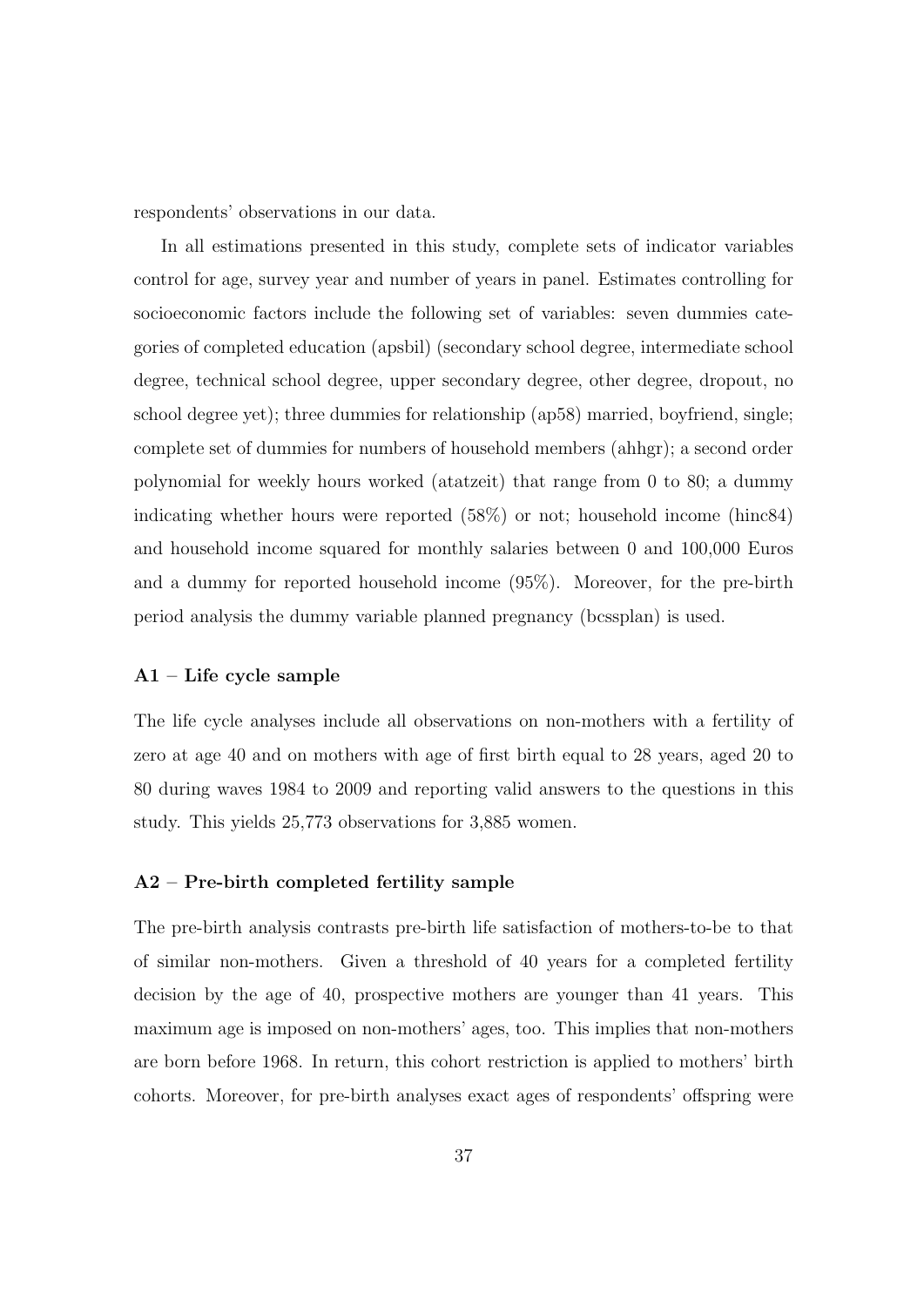respondents' observations in our data.

In all estimations presented in this study, complete sets of indicator variables control for age, survey year and number of years in panel. Estimates controlling for socioeconomic factors include the following set of variables: seven dummies categories of completed education (apsbil) (secondary school degree, intermediate school degree, technical school degree, upper secondary degree, other degree, dropout, no school degree yet); three dummies for relationship (ap58) married, boyfriend, single; complete set of dummies for numbers of household members (ahhgr); a second order polynomial for weekly hours worked (atatzeit) that range from 0 to 80; a dummy indicating whether hours were reported (58%) or not; household income (hinc84) and household income squared for monthly salaries between 0 and 100,000 Euros and a dummy for reported household income (95%). Moreover, for the pre-birth period analysis the dummy variable planned pregnancy (bcssplan) is used.

### A1 – Life cycle sample

The life cycle analyses include all observations on non-mothers with a fertility of zero at age 40 and on mothers with age of first birth equal to 28 years, aged 20 to 80 during waves 1984 to 2009 and reporting valid answers to the questions in this study. This yields 25,773 observations for 3,885 women.

### A2 – Pre-birth completed fertility sample

The pre-birth analysis contrasts pre-birth life satisfaction of mothers-to-be to that of similar non-mothers. Given a threshold of 40 years for a completed fertility decision by the age of 40, prospective mothers are younger than 41 years. This maximum age is imposed on non-mothers' ages, too. This implies that non-mothers are born before 1968. In return, this cohort restriction is applied to mothers' birth cohorts. Moreover, for pre-birth analyses exact ages of respondents' offspring were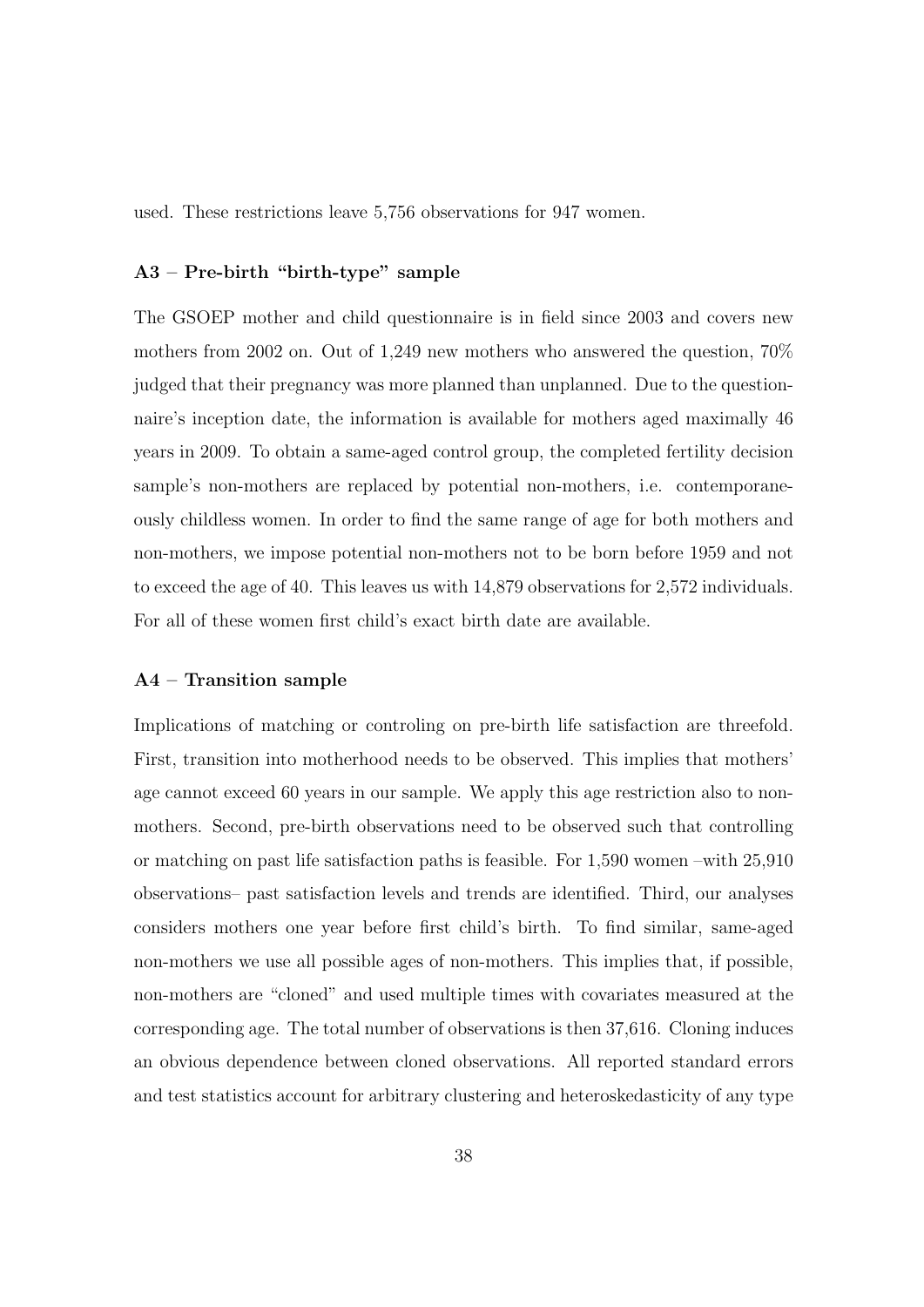used. These restrictions leave 5,756 observations for 947 women.

### A3 – Pre-birth "birth-type" sample

The GSOEP mother and child questionnaire is in field since 2003 and covers new mothers from 2002 on. Out of 1,249 new mothers who answered the question, 70% judged that their pregnancy was more planned than unplanned. Due to the questionnaire's inception date, the information is available for mothers aged maximally 46 years in 2009. To obtain a same-aged control group, the completed fertility decision sample's non-mothers are replaced by potential non-mothers, i.e. contemporaneously childless women. In order to find the same range of age for both mothers and non-mothers, we impose potential non-mothers not to be born before 1959 and not to exceed the age of 40. This leaves us with 14,879 observations for 2,572 individuals. For all of these women first child's exact birth date are available.

### A4 – Transition sample

Implications of matching or controling on pre-birth life satisfaction are threefold. First, transition into motherhood needs to be observed. This implies that mothers' age cannot exceed 60 years in our sample. We apply this age restriction also to non-mothers. Second, pre-birth observations need to be observed such that controlling or matching on past life satisfaction paths is feasible. For 1,590 women –with 25,910 observations– past satisfaction levels and trends are identified. Third, our analyses considers mothers one year before first child's birth. To find similar, same-aged non-mothers we use all possible ages of non-mothers. This implies that, if possible, non-mothers are "cloned" and used multiple times with covariates measured at the corresponding age. The total number of observations is then 37,616. Cloning induces an obvious dependence between cloned observations. All reported standard errors and test statistics account for arbitrary clustering and heteroskedasticity of any type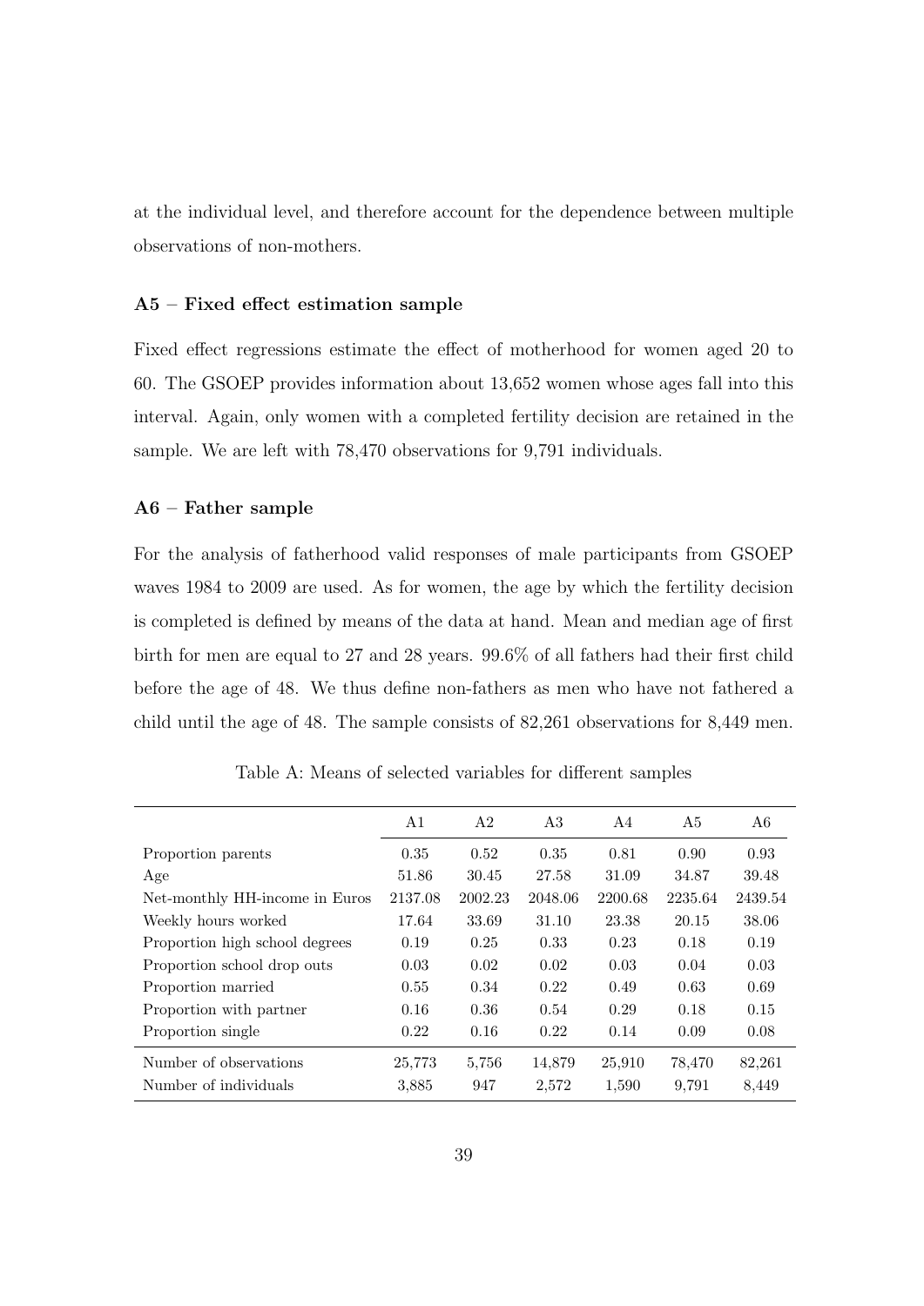at the individual level, and therefore account for the dependence between multiple observations of non-mothers.

### A5 – Fixed effect estimation sample

Fixed effect regressions estimate the effect of motherhood for women aged 20 to 60. The GSOEP provides information about 13,652 women whose ages fall into this interval. Again, only women with a completed fertility decision are retained in the sample. We are left with 78,470 observations for 9,791 individuals.

### A6 – Father sample

For the analysis of fatherhood valid responses of male participants from GSOEP waves 1984 to 2009 are used. As for women, the age by which the fertility decision is completed is defined by means of the data at hand. Mean and median age of first birth for men are equal to 27 and 28 years. 99.6% of all fathers had their first child before the age of 48. We thus define non-fathers as men who have not fathered a child until the age of 48. The sample consists of 82,261 observations for 8,449 men.

Table A: Means of selected variables for different samples

| | A1 | A2 | A3 | A4 | A5 | A6 |
|---|---|---|---|---|---|---|
| Proportion parents | 0.35 | 0.52 | 0.35 | 0.81 | 0.90 | 0.93 |
| Age | 51.86 | 30.45 | 27.58 | 31.09 | 34.87 | 39.48 |
| Net-monthly HH-income in Euros | 2137.08 | 2002.23 | 2048.06 | 2200.68 | 2235.64 | 2439.54 |
| Weekly hours worked | 17.64 | 33.69 | 31.10 | 23.38 | 20.15 | 38.06 |
| Proportion high school degrees | 0.19 | 0.25 | 0.33 | 0.23 | 0.18 | 0.19 |
| Proportion school drop outs | 0.03 | 0.02 | 0.02 | 0.03 | 0.04 | 0.03 |
| Proportion married | 0.55 | 0.34 | 0.22 | 0.49 | 0.63 | 0.69 |
| Proportion with partner | 0.16 | 0.36 | 0.54 | 0.29 | 0.18 | 0.15 |
| Proportion single | 0.22 | 0.16 | 0.22 | 0.14 | 0.09 | 0.08 |
| Number of observations | 25,773 | 5,756 | 14,879 | 25,910 | 78,470 | 82,261 |
| Number of individuals | 3,885 | 947 | 2,572 | 1,590 | 9,791 | 8,449 |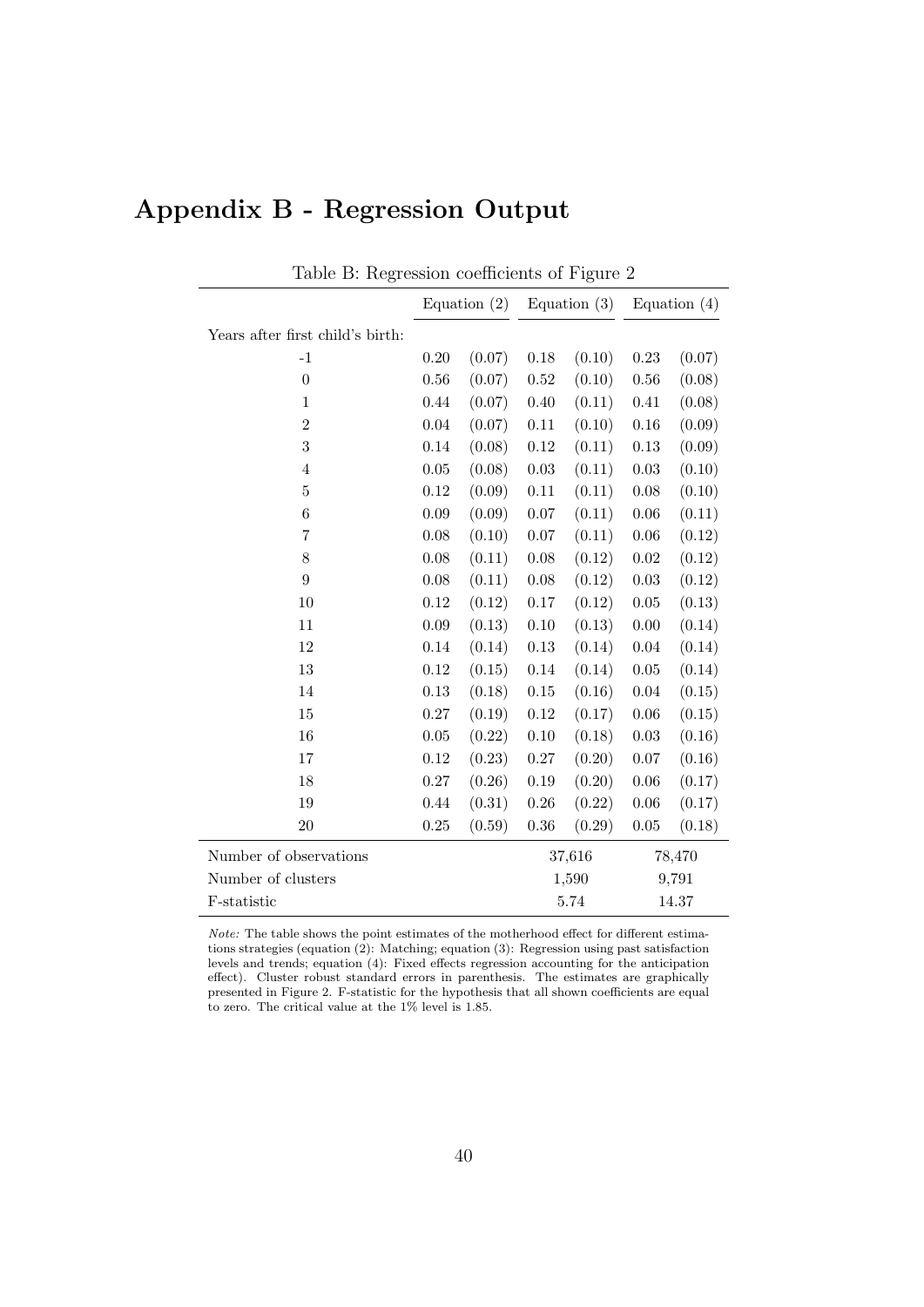# Appendix B - Regression Output

Table B: Regression coefficients of Figure 2

| | Equation (2) | | Equation (3) | | Equation (4) | |
|---|---|---|---|---|---|---|
| Years after first child's birth: | | | | | | |
| -1 | 0.20 | (0.07) | 0.18 | (0.10) | 0.23 | (0.07) |
| 0 | 0.56 | (0.07) | 0.52 | (0.10) | 0.56 | (0.08) |
| 1 | 0.44 | (0.07) | 0.40 | (0.11) | 0.41 | (0.08) |
| 2 | 0.04 | (0.07) | 0.11 | (0.10) | 0.16 | (0.09) |
| 3 | 0.14 | (0.08) | 0.12 | (0.11) | 0.13 | (0.09) |
| 4 | 0.05 | (0.08) | 0.03 | (0.11) | 0.03 | (0.10) |
| 5 | 0.12 | (0.09) | 0.11 | (0.11) | 0.08 | (0.10) |
| 6 | 0.09 | (0.09) | 0.07 | (0.11) | 0.06 | (0.11) |
| 7 | 0.08 | (0.10) | 0.07 | (0.11) | 0.06 | (0.12) |
| 8 | 0.08 | (0.11) | 0.08 | (0.12) | 0.02 | (0.12) |
| 9 | 0.08 | (0.11) | 0.08 | (0.12) | 0.03 | (0.12) |
| 10 | 0.12 | (0.12) | 0.17 | (0.12) | 0.05 | (0.13) |
| 11 | 0.09 | (0.13) | 0.10 | (0.13) | 0.00 | (0.14) |
| 12 | 0.14 | (0.14) | 0.13 | (0.14) | 0.04 | (0.14) |
| 13 | 0.12 | (0.15) | 0.14 | (0.14) | 0.05 | (0.14) |
| 14 | 0.13 | (0.18) | 0.15 | (0.16) | 0.04 | (0.15) |
| 15 | 0.27 | (0.19) | 0.12 | (0.17) | 0.06 | (0.15) |
| 16 | 0.05 | (0.22) | 0.10 | (0.18) | 0.03 | (0.16) |
| 17 | 0.12 | (0.23) | 0.27 | (0.20) | 0.07 | (0.16) |
| 18 | 0.27 | (0.26) | 0.19 | (0.20) | 0.06 | (0.17) |
| 19 | 0.44 | (0.31) | 0.26 | (0.22) | 0.06 | (0.17) |
| 20 | 0.25 | (0.59) | 0.36 | (0.29) | 0.05 | (0.18) |
| Number of observations | | | 37,616 | | 78,470 | |
| Number of clusters | | | 1,590 | | 9,791 | |
| F-statistic | | | 5.74 | | 14.37 | |

*Note:* The table shows the point estimates of the motherhood effect for different estimations strategies (equation (2): Matching; equation (3): Regression using past satisfaction levels and trends; equation (4): Fixed effects regression accounting for the anticipation effect). Cluster robust standard errors in parenthesis. The estimates are graphically presented in Figure 2. F-statistic for the hypothesis that all shown coefficients are equal to zero. The critical value at the 1% level is 1.85.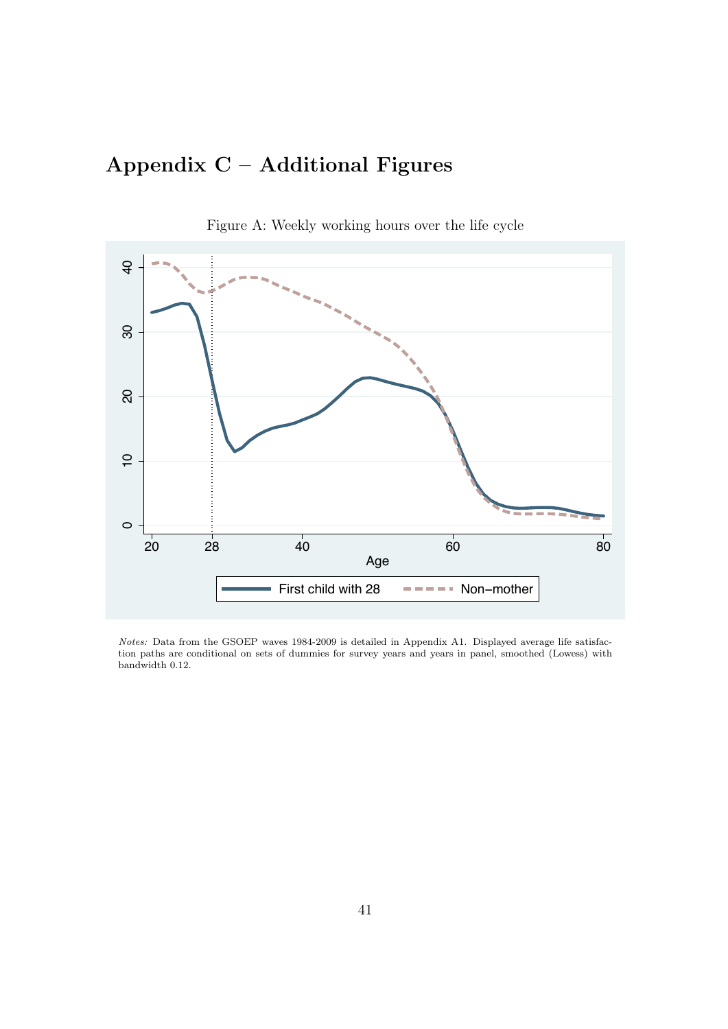# Appendix C – Additional Figures

Figure A: Weekly working hours over the life cycle

0
10
20
30
40

20
28
40
60
80

Age

First child with 28
Non−mother

*Notes:* Data from the GSOEP waves 1984-2009 is detailed in Appendix A1. Displayed average life satisfaction paths are conditional on sets of dummies for survey years and years in panel, smoothed (Lowess) with bandwidth 0.12.